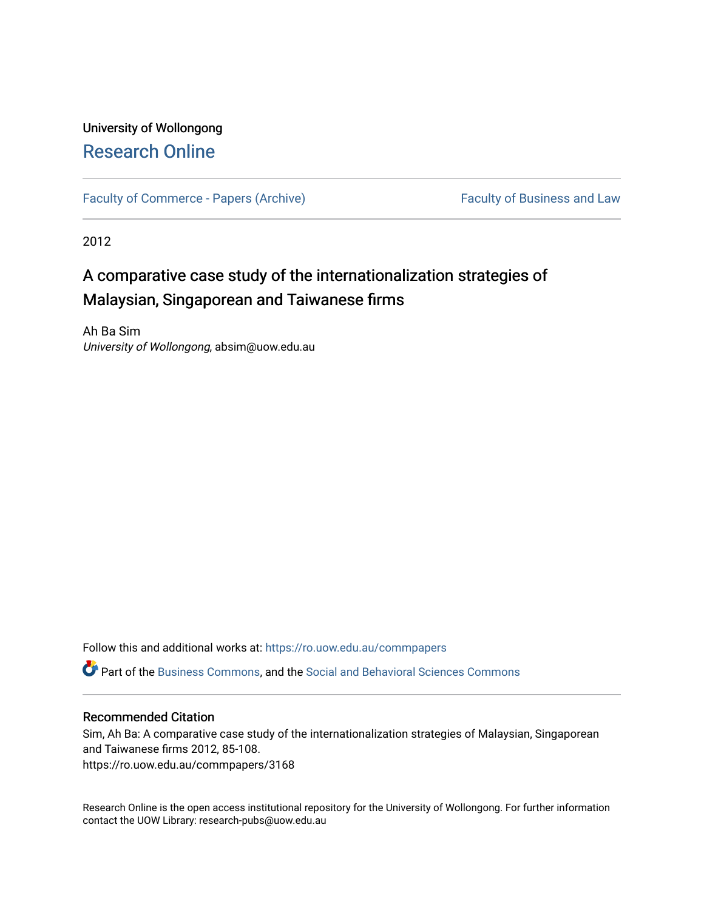University of Wollongong

# Research Online

Faculty of Commerce - Papers (Archive) | Faculty of Business and Law

2012

# A comparative case study of the internationalization strategies of Malaysian, Singaporean and Taiwanese firms

Ah Ba Sim
*University of Wollongong*, absim@uow.edu.au

Follow this and additional works at: https://ro.uow.edu.au/commpapers

Part of the Business Commons, and the Social and Behavioral Sciences Commons

## Recommended Citation

Sim, Ah Ba: A comparative case study of the internationalization strategies of Malaysian, Singaporean and Taiwanese firms 2012, 85-108.
https://ro.uow.edu.au/commpapers/3168

Research Online is the open access institutional repository for the University of Wollongong. For further information contact the UOW Library: research-pubs@uow.edu.au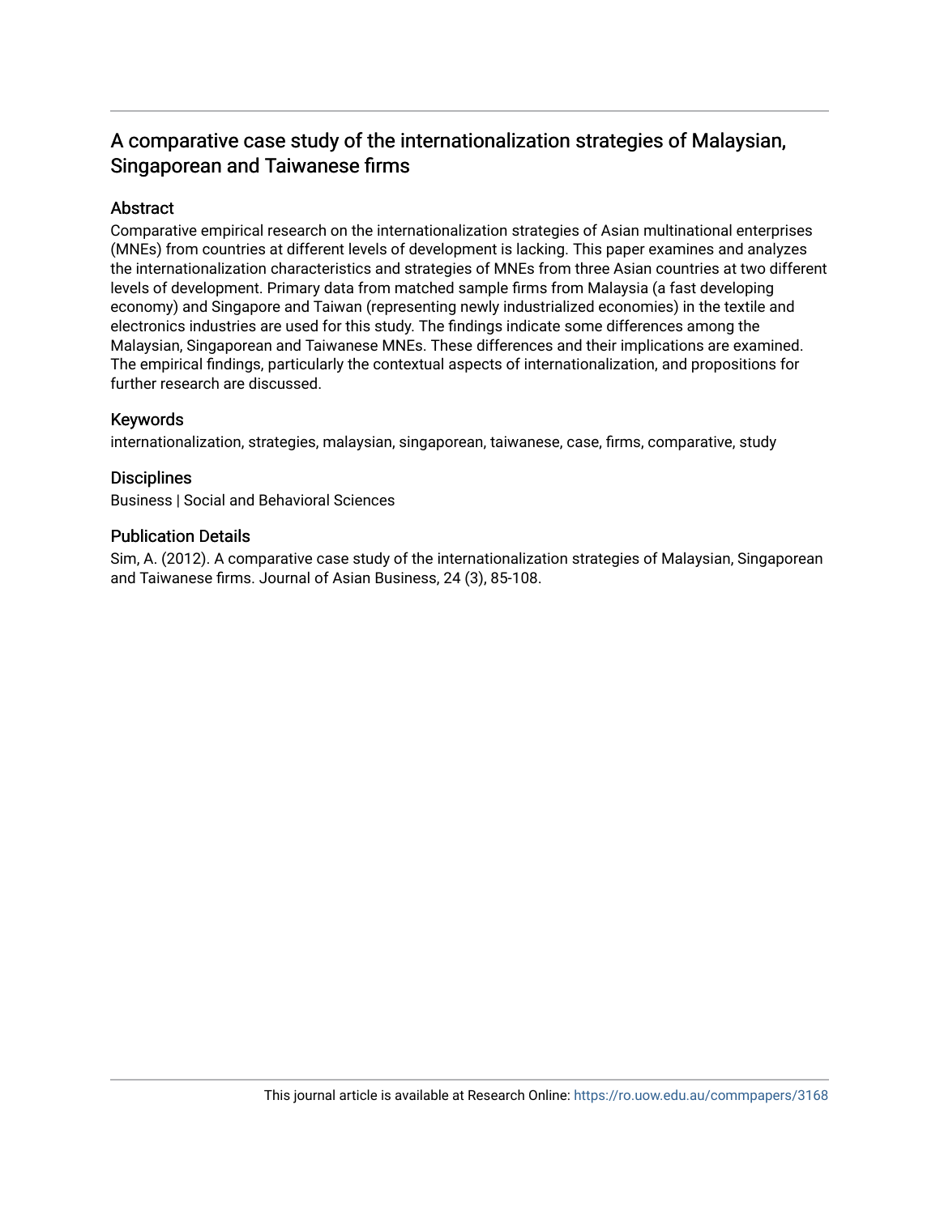# A comparative case study of the internationalization strategies of Malaysian, Singaporean and Taiwanese firms

## Abstract

Comparative empirical research on the internationalization strategies of Asian multinational enterprises (MNEs) from countries at different levels of development is lacking. This paper examines and analyzes the internationalization characteristics and strategies of MNEs from three Asian countries at two different levels of development. Primary data from matched sample firms from Malaysia (a fast developing economy) and Singapore and Taiwan (representing newly industrialized economies) in the textile and electronics industries are used for this study. The findings indicate some differences among the Malaysian, Singaporean and Taiwanese MNEs. These differences and their implications are examined. The empirical findings, particularly the contextual aspects of internationalization, and propositions for further research are discussed.

## Keywords

internationalization, strategies, malaysian, singaporean, taiwanese, case, firms, comparative, study

## Disciplines

Business | Social and Behavioral Sciences

## Publication Details

Sim, A. (2012). A comparative case study of the internationalization strategies of Malaysian, Singaporean and Taiwanese firms. Journal of Asian Business, 24 (3), 85-108.

This journal article is available at Research Online: https://ro.uow.edu.au/commpapers/3168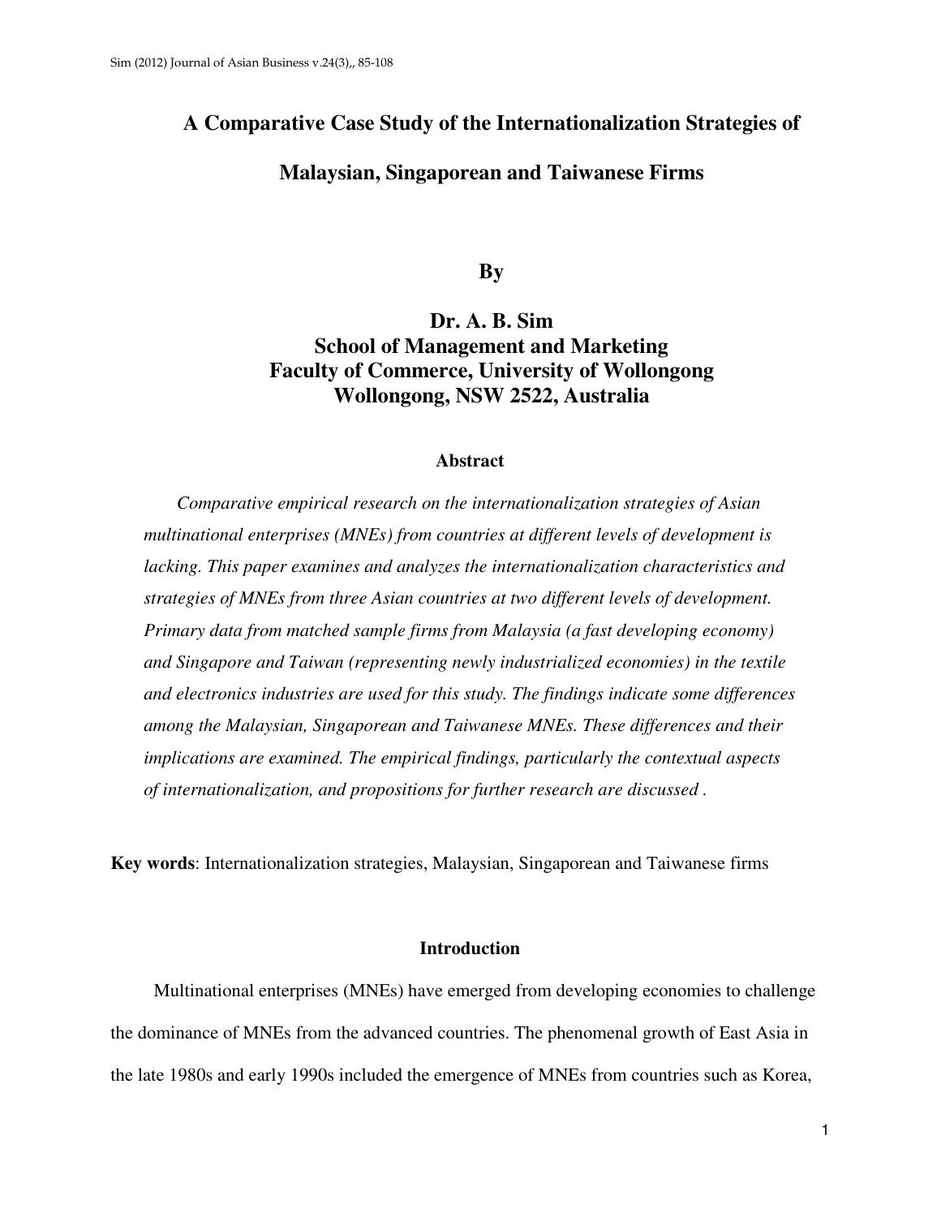# A Comparative Case Study of the Internationalization Strategies of Malaysian, Singaporean and Taiwanese Firms

**By**

**Dr. A. B. Sim**
**School of Management and Marketing**
**Faculty of Commerce, University of Wollongong**
**Wollongong, NSW 2522, Australia**

## Abstract

*Comparative empirical research on the internationalization strategies of Asian multinational enterprises (MNEs) from countries at different levels of development is lacking. This paper examines and analyzes the internationalization characteristics and strategies of MNEs from three Asian countries at two different levels of development. Primary data from matched sample firms from Malaysia (a fast developing economy) and Singapore and Taiwan (representing newly industrialized economies) in the textile and electronics industries are used for this study. The findings indicate some differences among the Malaysian, Singaporean and Taiwanese MNEs. These differences and their implications are examined. The empirical findings, particularly the contextual aspects of internationalization, and propositions for further research are discussed .*

**Key words**: Internationalization strategies, Malaysian, Singaporean and Taiwanese firms

## Introduction

Multinational enterprises (MNEs) have emerged from developing economies to challenge the dominance of MNEs from the advanced countries. The phenomenal growth of East Asia in the late 1980s and early 1990s included the emergence of MNEs from countries such as Korea,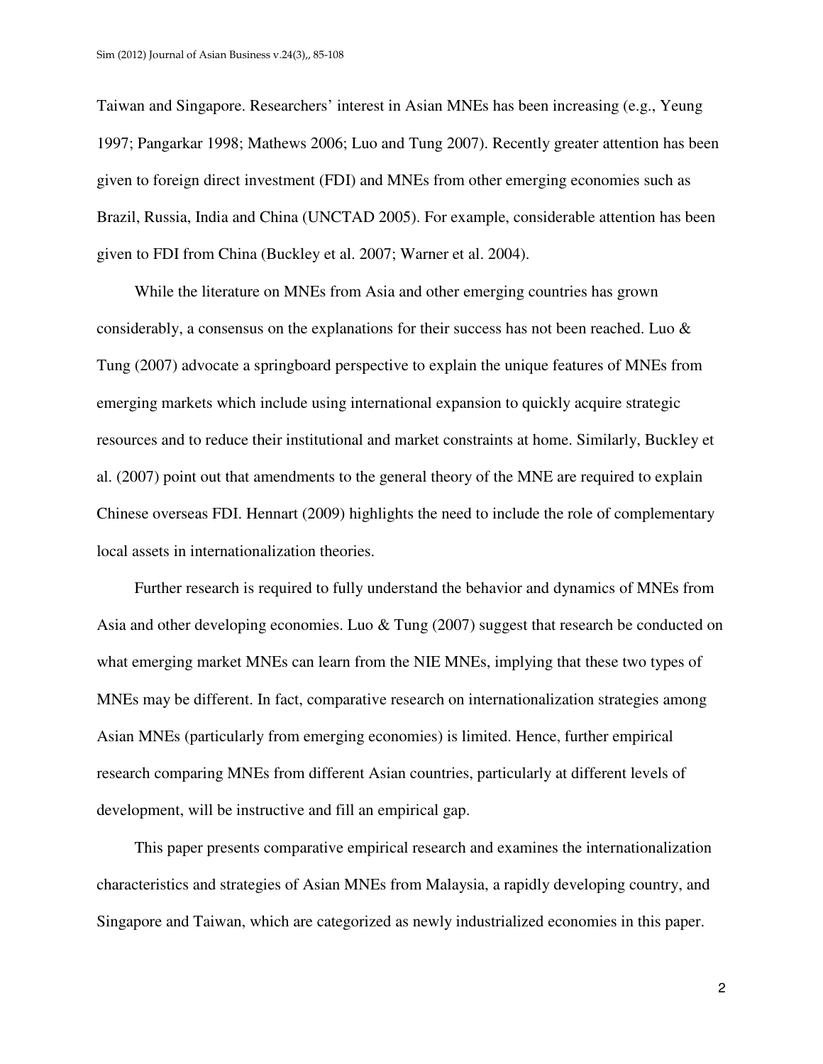Taiwan and Singapore. Researchers' interest in Asian MNEs has been increasing (e.g., Yeung 1997; Pangarkar 1998; Mathews 2006; Luo and Tung 2007). Recently greater attention has been given to foreign direct investment (FDI) and MNEs from other emerging economies such as Brazil, Russia, India and China (UNCTAD 2005). For example, considerable attention has been given to FDI from China (Buckley et al. 2007; Warner et al. 2004).

While the literature on MNEs from Asia and other emerging countries has grown considerably, a consensus on the explanations for their success has not been reached. Luo & Tung (2007) advocate a springboard perspective to explain the unique features of MNEs from emerging markets which include using international expansion to quickly acquire strategic resources and to reduce their institutional and market constraints at home. Similarly, Buckley et al. (2007) point out that amendments to the general theory of the MNE are required to explain Chinese overseas FDI. Hennart (2009) highlights the need to include the role of complementary local assets in internationalization theories.

Further research is required to fully understand the behavior and dynamics of MNEs from Asia and other developing economies. Luo & Tung (2007) suggest that research be conducted on what emerging market MNEs can learn from the NIE MNEs, implying that these two types of MNEs may be different. In fact, comparative research on internationalization strategies among Asian MNEs (particularly from emerging economies) is limited. Hence, further empirical research comparing MNEs from different Asian countries, particularly at different levels of development, will be instructive and fill an empirical gap.

This paper presents comparative empirical research and examines the internationalization characteristics and strategies of Asian MNEs from Malaysia, a rapidly developing country, and Singapore and Taiwan, which are categorized as newly industrialized economies in this paper.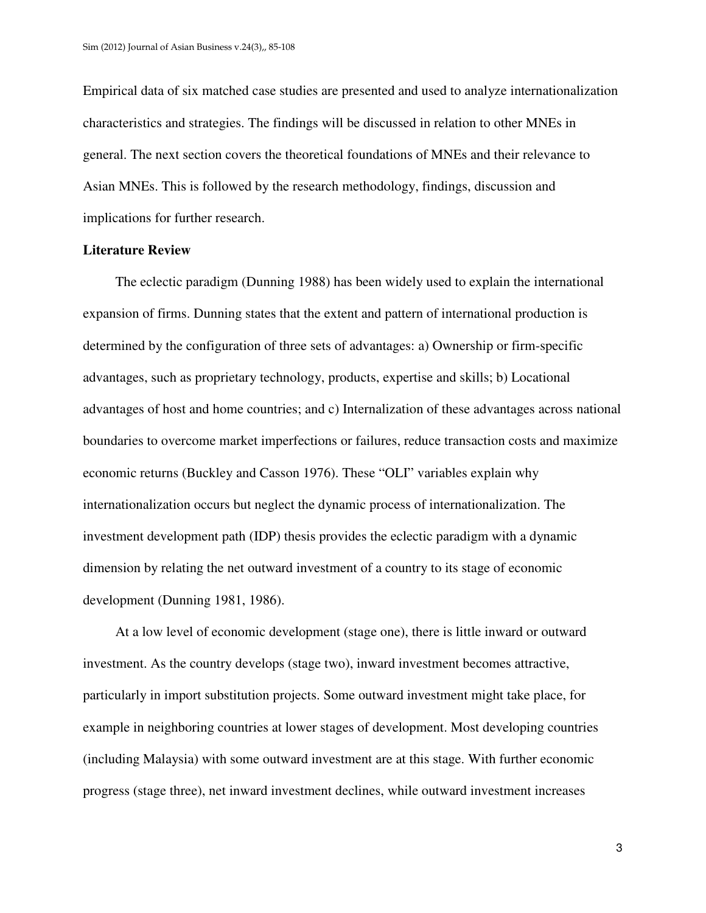Empirical data of six matched case studies are presented and used to analyze internationalization characteristics and strategies. The findings will be discussed in relation to other MNEs in general. The next section covers the theoretical foundations of MNEs and their relevance to Asian MNEs. This is followed by the research methodology, findings, discussion and implications for further research.

**Literature Review**

The eclectic paradigm (Dunning 1988) has been widely used to explain the international expansion of firms. Dunning states that the extent and pattern of international production is determined by the configuration of three sets of advantages: a) Ownership or firm-specific advantages, such as proprietary technology, products, expertise and skills; b) Locational advantages of host and home countries; and c) Internalization of these advantages across national boundaries to overcome market imperfections or failures, reduce transaction costs and maximize economic returns (Buckley and Casson 1976). These "OLI" variables explain why internationalization occurs but neglect the dynamic process of internationalization. The investment development path (IDP) thesis provides the eclectic paradigm with a dynamic dimension by relating the net outward investment of a country to its stage of economic development (Dunning 1981, 1986).

At a low level of economic development (stage one), there is little inward or outward investment. As the country develops (stage two), inward investment becomes attractive, particularly in import substitution projects. Some outward investment might take place, for example in neighboring countries at lower stages of development. Most developing countries (including Malaysia) with some outward investment are at this stage. With further economic progress (stage three), net inward investment declines, while outward investment increases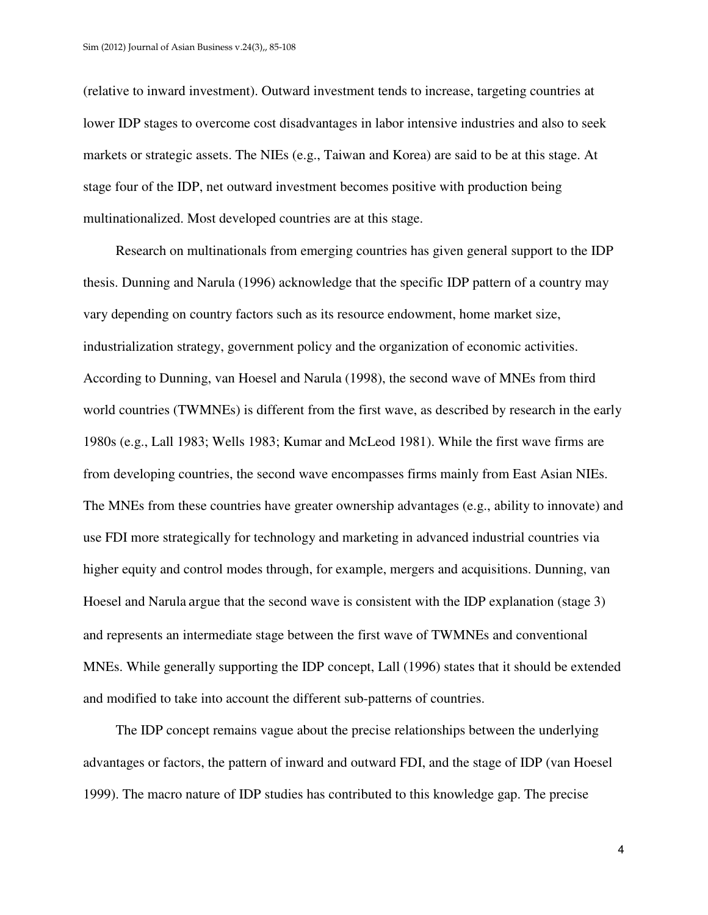(relative to inward investment). Outward investment tends to increase, targeting countries at lower IDP stages to overcome cost disadvantages in labor intensive industries and also to seek markets or strategic assets. The NIEs (e.g., Taiwan and Korea) are said to be at this stage. At stage four of the IDP, net outward investment becomes positive with production being multinationalized. Most developed countries are at this stage.

Research on multinationals from emerging countries has given general support to the IDP thesis. Dunning and Narula (1996) acknowledge that the specific IDP pattern of a country may vary depending on country factors such as its resource endowment, home market size, industrialization strategy, government policy and the organization of economic activities. According to Dunning, van Hoesel and Narula (1998), the second wave of MNEs from third world countries (TWMNEs) is different from the first wave, as described by research in the early 1980s (e.g., Lall 1983; Wells 1983; Kumar and McLeod 1981). While the first wave firms are from developing countries, the second wave encompasses firms mainly from East Asian NIEs. The MNEs from these countries have greater ownership advantages (e.g., ability to innovate) and use FDI more strategically for technology and marketing in advanced industrial countries via higher equity and control modes through, for example, mergers and acquisitions. Dunning, van Hoesel and Narula argue that the second wave is consistent with the IDP explanation (stage 3) and represents an intermediate stage between the first wave of TWMNEs and conventional MNEs. While generally supporting the IDP concept, Lall (1996) states that it should be extended and modified to take into account the different sub-patterns of countries.

The IDP concept remains vague about the precise relationships between the underlying advantages or factors, the pattern of inward and outward FDI, and the stage of IDP (van Hoesel 1999). The macro nature of IDP studies has contributed to this knowledge gap. The precise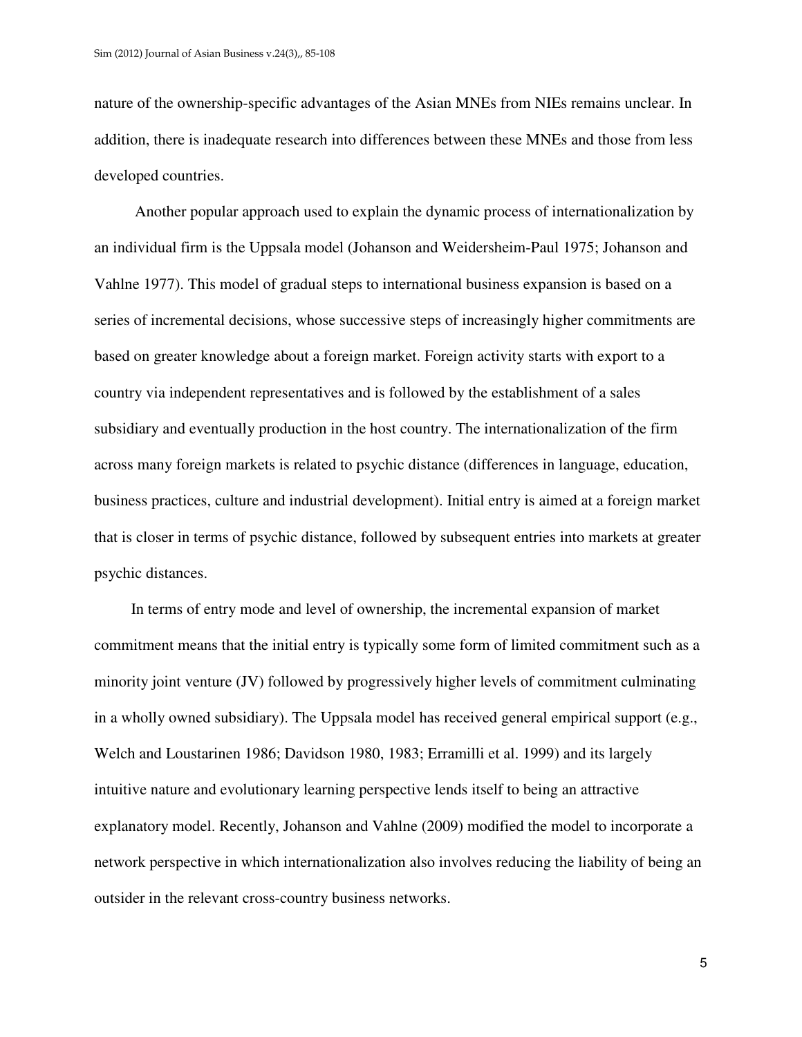nature of the ownership-specific advantages of the Asian MNEs from NIEs remains unclear. In addition, there is inadequate research into differences between these MNEs and those from less developed countries.

Another popular approach used to explain the dynamic process of internationalization by an individual firm is the Uppsala model (Johanson and Weidersheim-Paul 1975; Johanson and Vahlne 1977). This model of gradual steps to international business expansion is based on a series of incremental decisions, whose successive steps of increasingly higher commitments are based on greater knowledge about a foreign market. Foreign activity starts with export to a country via independent representatives and is followed by the establishment of a sales subsidiary and eventually production in the host country. The internationalization of the firm across many foreign markets is related to psychic distance (differences in language, education, business practices, culture and industrial development). Initial entry is aimed at a foreign market that is closer in terms of psychic distance, followed by subsequent entries into markets at greater psychic distances.

In terms of entry mode and level of ownership, the incremental expansion of market commitment means that the initial entry is typically some form of limited commitment such as a minority joint venture (JV) followed by progressively higher levels of commitment culminating in a wholly owned subsidiary). The Uppsala model has received general empirical support (e.g., Welch and Loustarinen 1986; Davidson 1980, 1983; Erramilli et al. 1999) and its largely intuitive nature and evolutionary learning perspective lends itself to being an attractive explanatory model. Recently, Johanson and Vahlne (2009) modified the model to incorporate a network perspective in which internationalization also involves reducing the liability of being an outsider in the relevant cross-country business networks.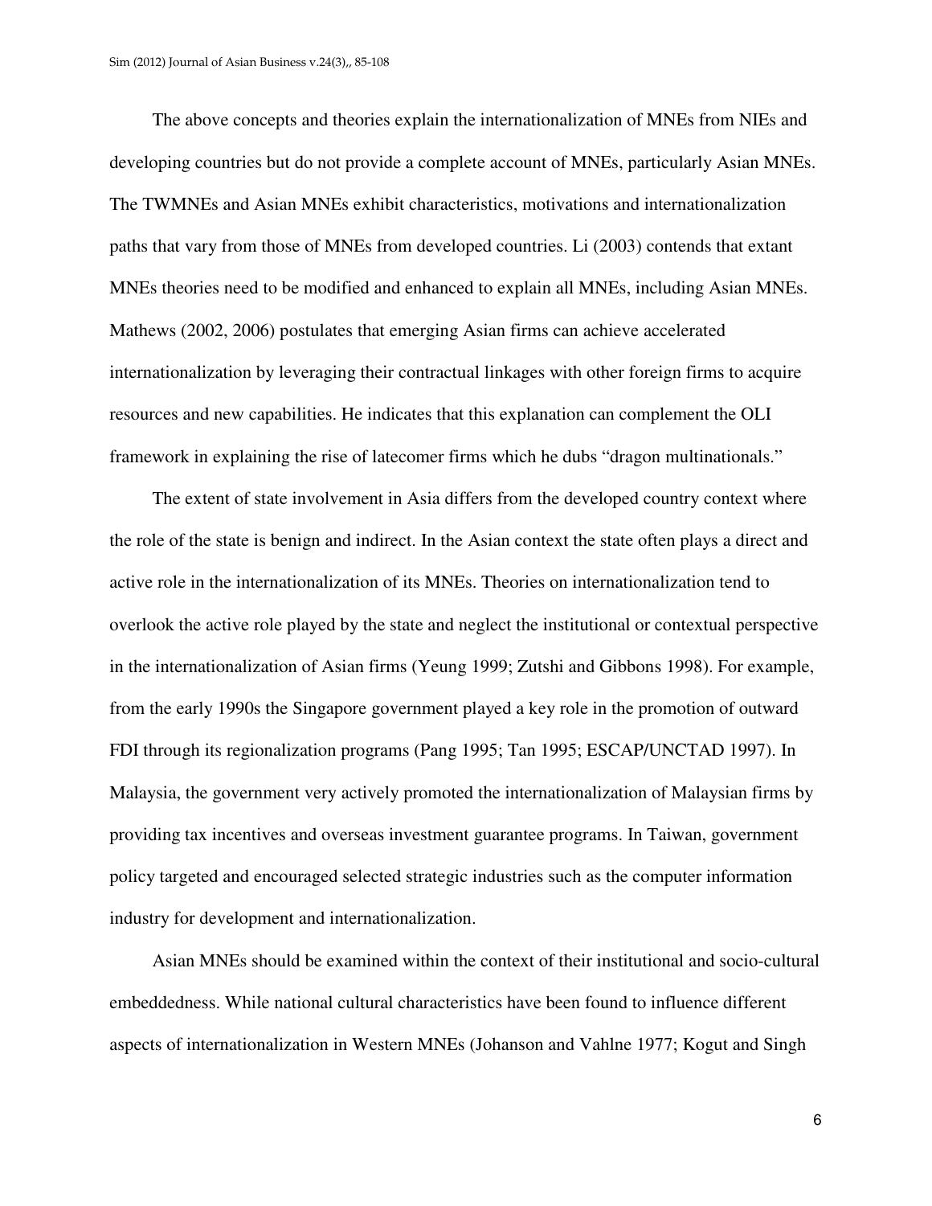The above concepts and theories explain the internationalization of MNEs from NIEs and developing countries but do not provide a complete account of MNEs, particularly Asian MNEs. The TWMNEs and Asian MNEs exhibit characteristics, motivations and internationalization paths that vary from those of MNEs from developed countries. Li (2003) contends that extant MNEs theories need to be modified and enhanced to explain all MNEs, including Asian MNEs. Mathews (2002, 2006) postulates that emerging Asian firms can achieve accelerated internationalization by leveraging their contractual linkages with other foreign firms to acquire resources and new capabilities. He indicates that this explanation can complement the OLI framework in explaining the rise of latecomer firms which he dubs "dragon multinationals."

The extent of state involvement in Asia differs from the developed country context where the role of the state is benign and indirect. In the Asian context the state often plays a direct and active role in the internationalization of its MNEs. Theories on internationalization tend to overlook the active role played by the state and neglect the institutional or contextual perspective in the internationalization of Asian firms (Yeung 1999; Zutshi and Gibbons 1998). For example, from the early 1990s the Singapore government played a key role in the promotion of outward FDI through its regionalization programs (Pang 1995; Tan 1995; ESCAP/UNCTAD 1997). In Malaysia, the government very actively promoted the internationalization of Malaysian firms by providing tax incentives and overseas investment guarantee programs. In Taiwan, government policy targeted and encouraged selected strategic industries such as the computer information industry for development and internationalization.

Asian MNEs should be examined within the context of their institutional and socio-cultural embeddedness. While national cultural characteristics have been found to influence different aspects of internationalization in Western MNEs (Johanson and Vahlne 1977; Kogut and Singh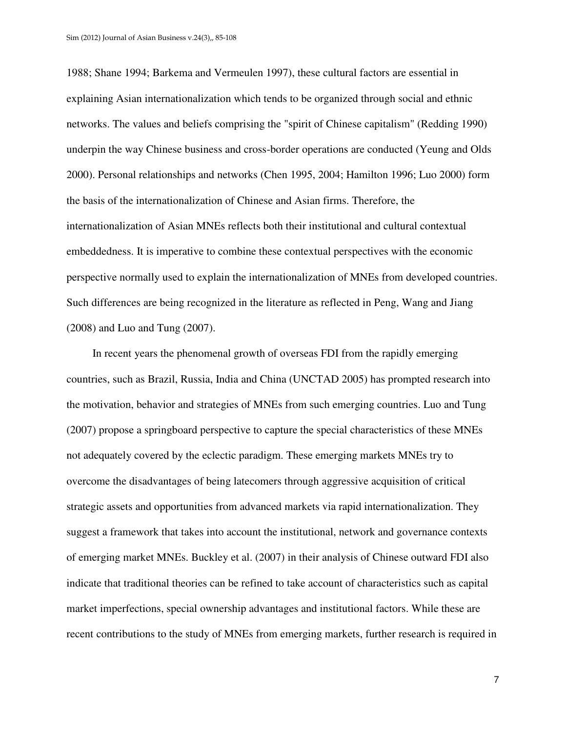1988; Shane 1994; Barkema and Vermeulen 1997), these cultural factors are essential in explaining Asian internationalization which tends to be organized through social and ethnic networks. The values and beliefs comprising the "spirit of Chinese capitalism" (Redding 1990) underpin the way Chinese business and cross-border operations are conducted (Yeung and Olds 2000). Personal relationships and networks (Chen 1995, 2004; Hamilton 1996; Luo 2000) form the basis of the internationalization of Chinese and Asian firms. Therefore, the internationalization of Asian MNEs reflects both their institutional and cultural contextual embeddedness. It is imperative to combine these contextual perspectives with the economic perspective normally used to explain the internationalization of MNEs from developed countries. Such differences are being recognized in the literature as reflected in Peng, Wang and Jiang (2008) and Luo and Tung (2007).

In recent years the phenomenal growth of overseas FDI from the rapidly emerging countries, such as Brazil, Russia, India and China (UNCTAD 2005) has prompted research into the motivation, behavior and strategies of MNEs from such emerging countries. Luo and Tung (2007) propose a springboard perspective to capture the special characteristics of these MNEs not adequately covered by the eclectic paradigm. These emerging markets MNEs try to overcome the disadvantages of being latecomers through aggressive acquisition of critical strategic assets and opportunities from advanced markets via rapid internationalization. They suggest a framework that takes into account the institutional, network and governance contexts of emerging market MNEs. Buckley et al. (2007) in their analysis of Chinese outward FDI also indicate that traditional theories can be refined to take account of characteristics such as capital market imperfections, special ownership advantages and institutional factors. While these are recent contributions to the study of MNEs from emerging markets, further research is required in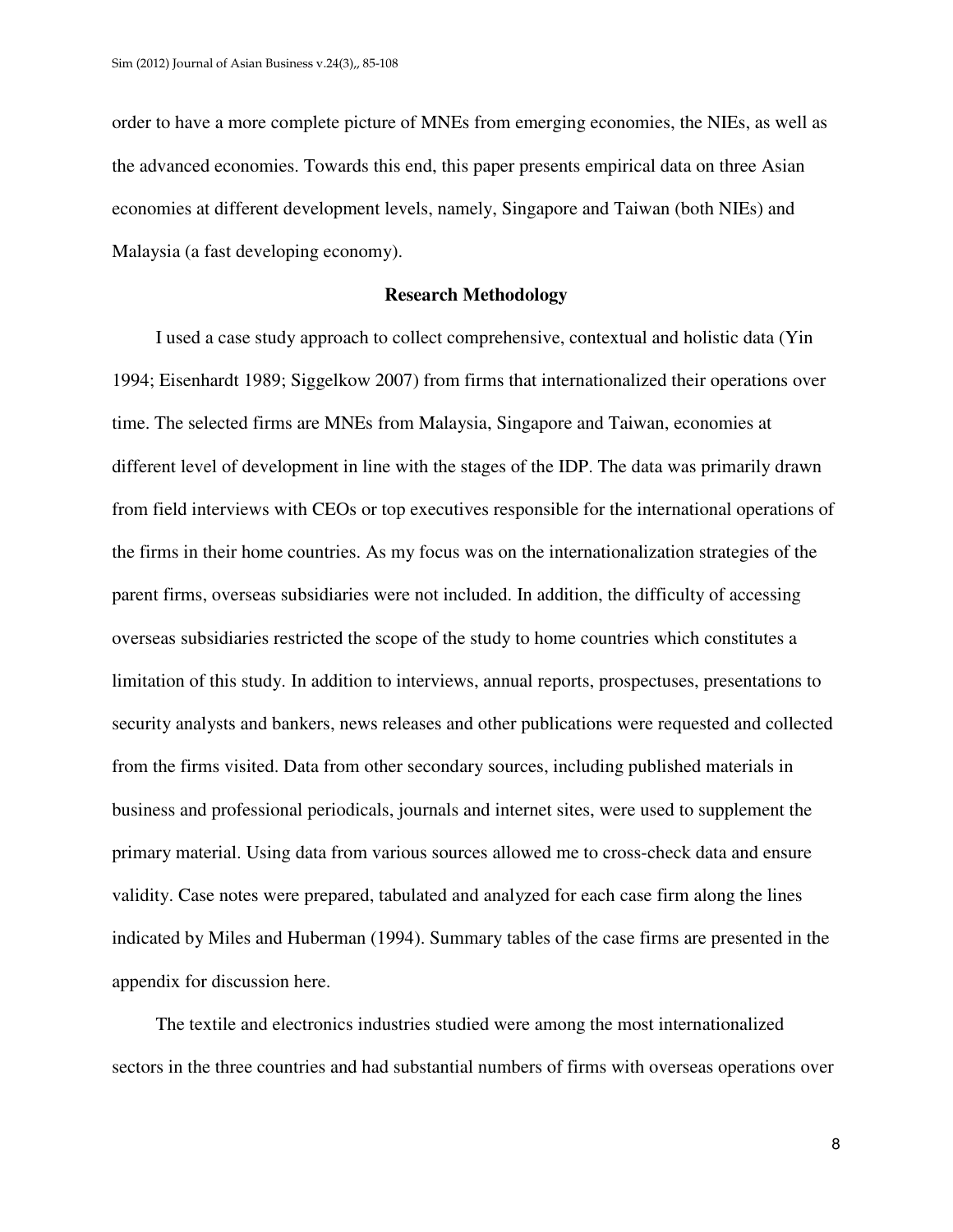order to have a more complete picture of MNEs from emerging economies, the NIEs, as well as the advanced economies. Towards this end, this paper presents empirical data on three Asian economies at different development levels, namely, Singapore and Taiwan (both NIEs) and Malaysia (a fast developing economy).

## Research Methodology

I used a case study approach to collect comprehensive, contextual and holistic data (Yin 1994; Eisenhardt 1989; Siggelkow 2007) from firms that internationalized their operations over time. The selected firms are MNEs from Malaysia, Singapore and Taiwan, economies at different level of development in line with the stages of the IDP. The data was primarily drawn from field interviews with CEOs or top executives responsible for the international operations of the firms in their home countries. As my focus was on the internationalization strategies of the parent firms, overseas subsidiaries were not included. In addition, the difficulty of accessing overseas subsidiaries restricted the scope of the study to home countries which constitutes a limitation of this study. In addition to interviews, annual reports, prospectuses, presentations to security analysts and bankers, news releases and other publications were requested and collected from the firms visited. Data from other secondary sources, including published materials in business and professional periodicals, journals and internet sites, were used to supplement the primary material. Using data from various sources allowed me to cross-check data and ensure validity. Case notes were prepared, tabulated and analyzed for each case firm along the lines indicated by Miles and Huberman (1994). Summary tables of the case firms are presented in the appendix for discussion here.

The textile and electronics industries studied were among the most internationalized sectors in the three countries and had substantial numbers of firms with overseas operations over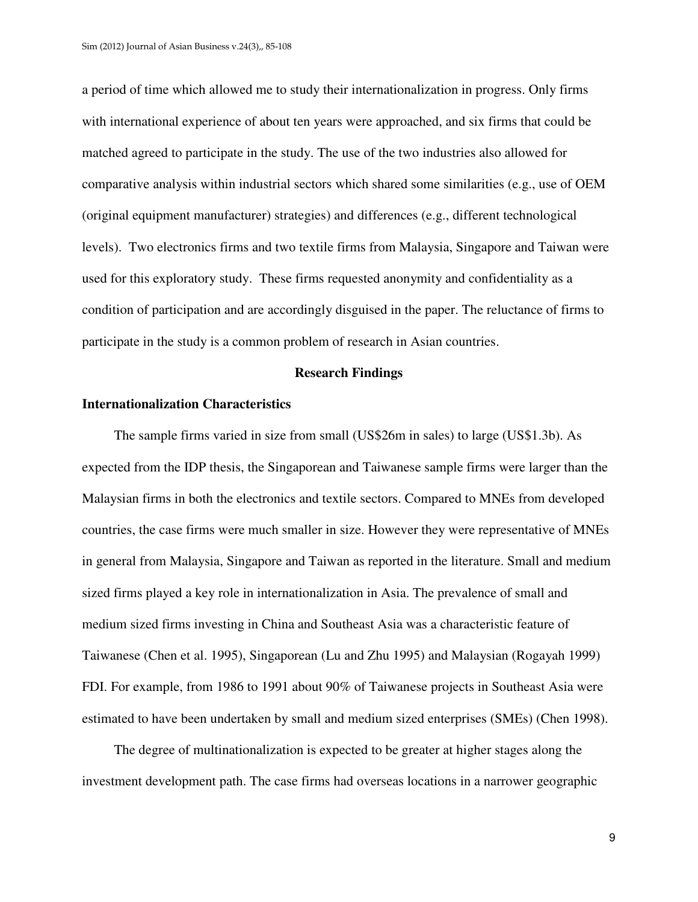a period of time which allowed me to study their internationalization in progress. Only firms with international experience of about ten years were approached, and six firms that could be matched agreed to participate in the study. The use of the two industries also allowed for comparative analysis within industrial sectors which shared some similarities (e.g., use of OEM (original equipment manufacturer) strategies) and differences (e.g., different technological levels). Two electronics firms and two textile firms from Malaysia, Singapore and Taiwan were used for this exploratory study. These firms requested anonymity and confidentiality as a condition of participation and are accordingly disguised in the paper. The reluctance of firms to participate in the study is a common problem of research in Asian countries.

## Research Findings

### Internationalization Characteristics

The sample firms varied in size from small (US$26m in sales) to large (US$1.3b). As expected from the IDP thesis, the Singaporean and Taiwanese sample firms were larger than the Malaysian firms in both the electronics and textile sectors. Compared to MNEs from developed countries, the case firms were much smaller in size. However they were representative of MNEs in general from Malaysia, Singapore and Taiwan as reported in the literature. Small and medium sized firms played a key role in internationalization in Asia. The prevalence of small and medium sized firms investing in China and Southeast Asia was a characteristic feature of Taiwanese (Chen et al. 1995), Singaporean (Lu and Zhu 1995) and Malaysian (Rogayah 1999) FDI. For example, from 1986 to 1991 about 90% of Taiwanese projects in Southeast Asia were estimated to have been undertaken by small and medium sized enterprises (SMEs) (Chen 1998).

The degree of multinationalization is expected to be greater at higher stages along the investment development path. The case firms had overseas locations in a narrower geographic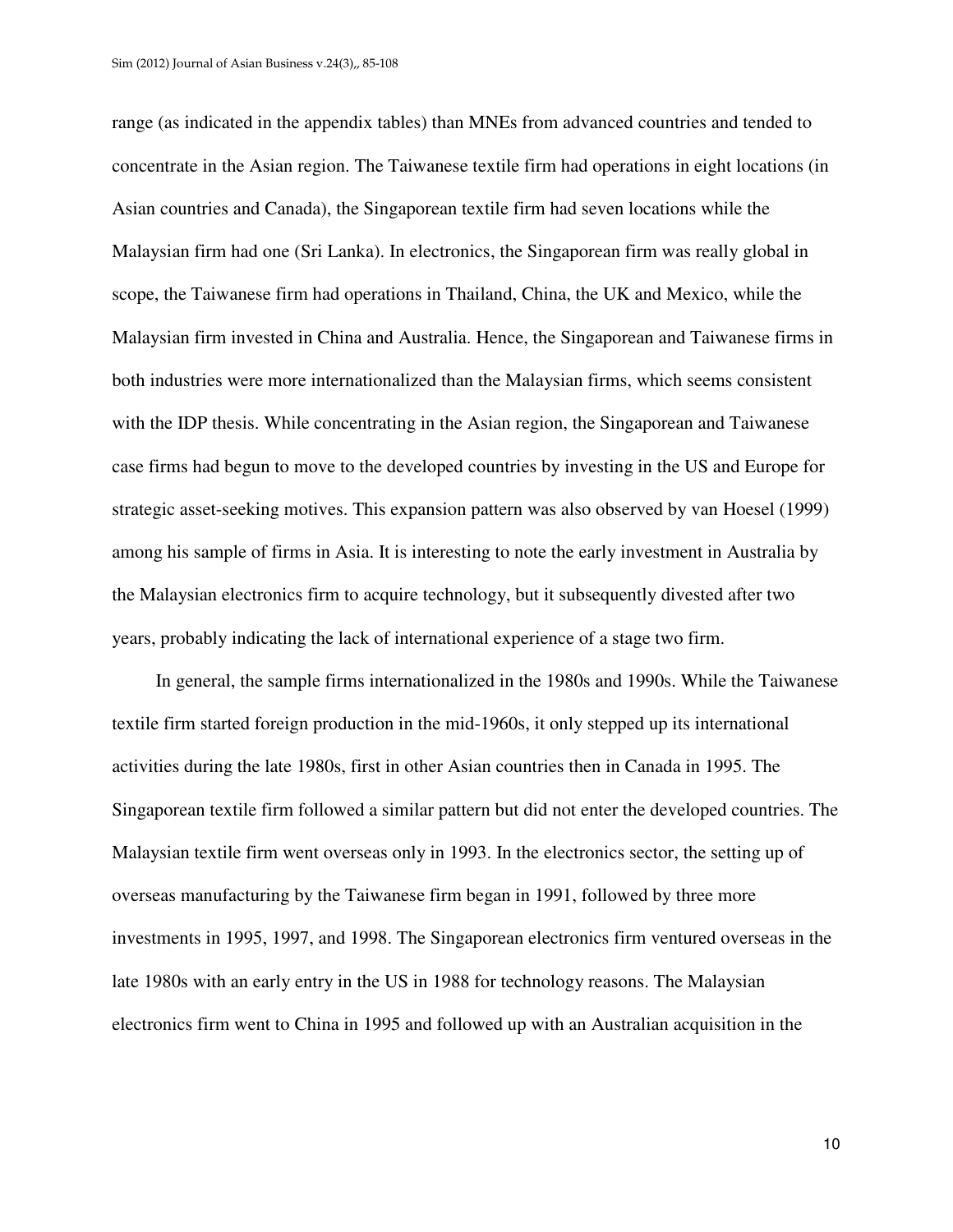range (as indicated in the appendix tables) than MNEs from advanced countries and tended to concentrate in the Asian region. The Taiwanese textile firm had operations in eight locations (in Asian countries and Canada), the Singaporean textile firm had seven locations while the Malaysian firm had one (Sri Lanka). In electronics, the Singaporean firm was really global in scope, the Taiwanese firm had operations in Thailand, China, the UK and Mexico, while the Malaysian firm invested in China and Australia. Hence, the Singaporean and Taiwanese firms in both industries were more internationalized than the Malaysian firms, which seems consistent with the IDP thesis. While concentrating in the Asian region, the Singaporean and Taiwanese case firms had begun to move to the developed countries by investing in the US and Europe for strategic asset-seeking motives. This expansion pattern was also observed by van Hoesel (1999) among his sample of firms in Asia. It is interesting to note the early investment in Australia by the Malaysian electronics firm to acquire technology, but it subsequently divested after two years, probably indicating the lack of international experience of a stage two firm.

In general, the sample firms internationalized in the 1980s and 1990s. While the Taiwanese textile firm started foreign production in the mid-1960s, it only stepped up its international activities during the late 1980s, first in other Asian countries then in Canada in 1995. The Singaporean textile firm followed a similar pattern but did not enter the developed countries. The Malaysian textile firm went overseas only in 1993. In the electronics sector, the setting up of overseas manufacturing by the Taiwanese firm began in 1991, followed by three more investments in 1995, 1997, and 1998. The Singaporean electronics firm ventured overseas in the late 1980s with an early entry in the US in 1988 for technology reasons. The Malaysian electronics firm went to China in 1995 and followed up with an Australian acquisition in the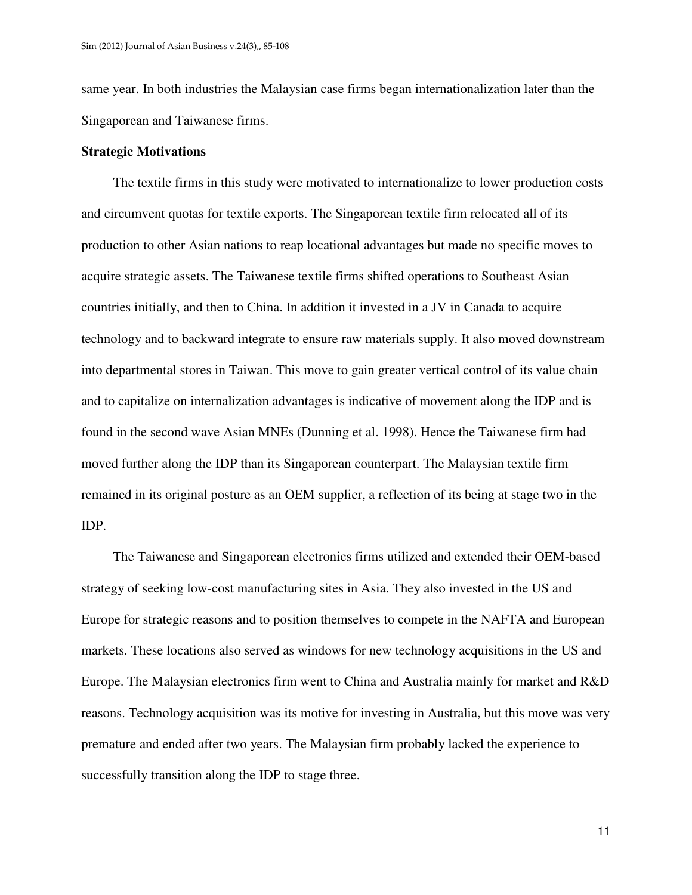same year. In both industries the Malaysian case firms began internationalization later than the Singaporean and Taiwanese firms.

**Strategic Motivations**

The textile firms in this study were motivated to internationalize to lower production costs and circumvent quotas for textile exports. The Singaporean textile firm relocated all of its production to other Asian nations to reap locational advantages but made no specific moves to acquire strategic assets. The Taiwanese textile firms shifted operations to Southeast Asian countries initially, and then to China. In addition it invested in a JV in Canada to acquire technology and to backward integrate to ensure raw materials supply. It also moved downstream into departmental stores in Taiwan. This move to gain greater vertical control of its value chain and to capitalize on internalization advantages is indicative of movement along the IDP and is found in the second wave Asian MNEs (Dunning et al. 1998). Hence the Taiwanese firm had moved further along the IDP than its Singaporean counterpart. The Malaysian textile firm remained in its original posture as an OEM supplier, a reflection of its being at stage two in the IDP.

The Taiwanese and Singaporean electronics firms utilized and extended their OEM-based strategy of seeking low-cost manufacturing sites in Asia. They also invested in the US and Europe for strategic reasons and to position themselves to compete in the NAFTA and European markets. These locations also served as windows for new technology acquisitions in the US and Europe. The Malaysian electronics firm went to China and Australia mainly for market and R&D reasons. Technology acquisition was its motive for investing in Australia, but this move was very premature and ended after two years. The Malaysian firm probably lacked the experience to successfully transition along the IDP to stage three.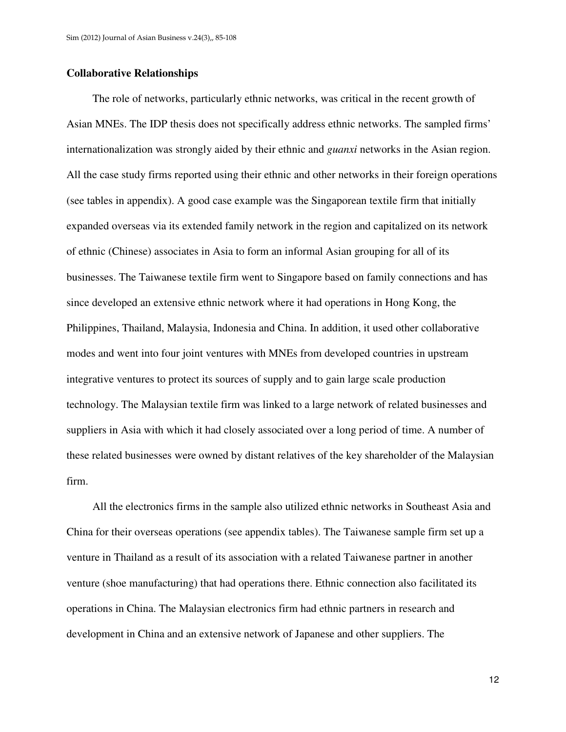**Collaborative Relationships**

The role of networks, particularly ethnic networks, was critical in the recent growth of Asian MNEs. The IDP thesis does not specifically address ethnic networks. The sampled firms' internationalization was strongly aided by their ethnic and *guanxi* networks in the Asian region. All the case study firms reported using their ethnic and other networks in their foreign operations (see tables in appendix). A good case example was the Singaporean textile firm that initially expanded overseas via its extended family network in the region and capitalized on its network of ethnic (Chinese) associates in Asia to form an informal Asian grouping for all of its businesses. The Taiwanese textile firm went to Singapore based on family connections and has since developed an extensive ethnic network where it had operations in Hong Kong, the Philippines, Thailand, Malaysia, Indonesia and China. In addition, it used other collaborative modes and went into four joint ventures with MNEs from developed countries in upstream integrative ventures to protect its sources of supply and to gain large scale production technology. The Malaysian textile firm was linked to a large network of related businesses and suppliers in Asia with which it had closely associated over a long period of time. A number of these related businesses were owned by distant relatives of the key shareholder of the Malaysian firm.

All the electronics firms in the sample also utilized ethnic networks in Southeast Asia and China for their overseas operations (see appendix tables). The Taiwanese sample firm set up a venture in Thailand as a result of its association with a related Taiwanese partner in another venture (shoe manufacturing) that had operations there. Ethnic connection also facilitated its operations in China. The Malaysian electronics firm had ethnic partners in research and development in China and an extensive network of Japanese and other suppliers. The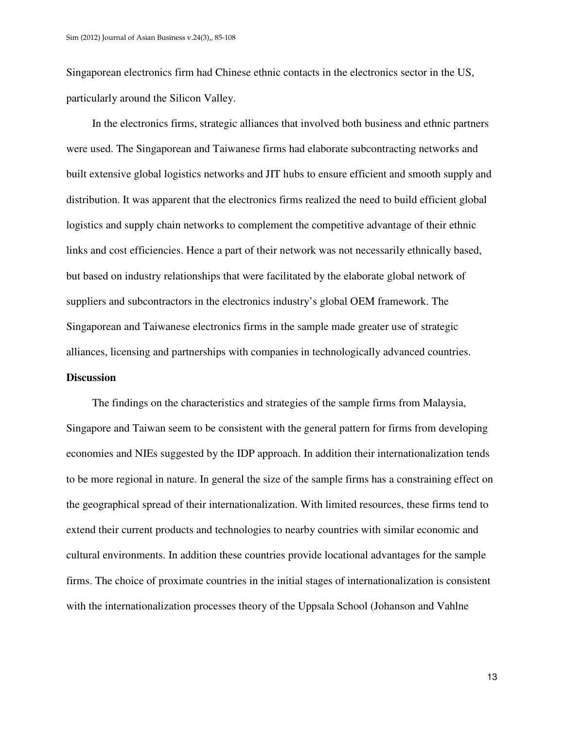Singaporean electronics firm had Chinese ethnic contacts in the electronics sector in the US, particularly around the Silicon Valley.

In the electronics firms, strategic alliances that involved both business and ethnic partners were used. The Singaporean and Taiwanese firms had elaborate subcontracting networks and built extensive global logistics networks and JIT hubs to ensure efficient and smooth supply and distribution. It was apparent that the electronics firms realized the need to build efficient global logistics and supply chain networks to complement the competitive advantage of their ethnic links and cost efficiencies. Hence a part of their network was not necessarily ethnically based, but based on industry relationships that were facilitated by the elaborate global network of suppliers and subcontractors in the electronics industry's global OEM framework. The Singaporean and Taiwanese electronics firms in the sample made greater use of strategic alliances, licensing and partnerships with companies in technologically advanced countries.

**Discussion**

The findings on the characteristics and strategies of the sample firms from Malaysia, Singapore and Taiwan seem to be consistent with the general pattern for firms from developing economies and NIEs suggested by the IDP approach. In addition their internationalization tends to be more regional in nature. In general the size of the sample firms has a constraining effect on the geographical spread of their internationalization. With limited resources, these firms tend to extend their current products and technologies to nearby countries with similar economic and cultural environments. In addition these countries provide locational advantages for the sample firms. The choice of proximate countries in the initial stages of internationalization is consistent with the internationalization processes theory of the Uppsala School (Johanson and Vahlne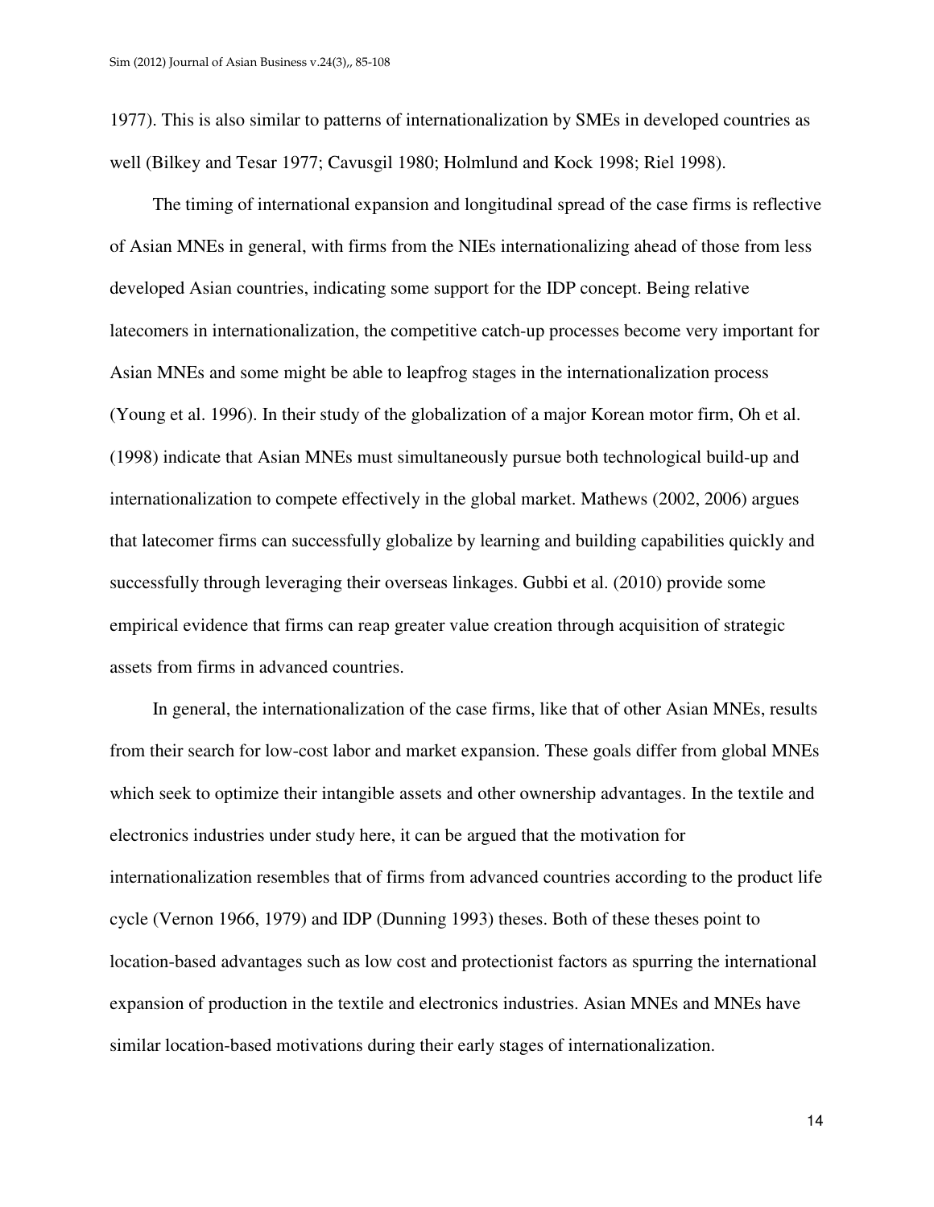1977). This is also similar to patterns of internationalization by SMEs in developed countries as well (Bilkey and Tesar 1977; Cavusgil 1980; Holmlund and Kock 1998; Riel 1998).

The timing of international expansion and longitudinal spread of the case firms is reflective of Asian MNEs in general, with firms from the NIEs internationalizing ahead of those from less developed Asian countries, indicating some support for the IDP concept. Being relative latecomers in internationalization, the competitive catch-up processes become very important for Asian MNEs and some might be able to leapfrog stages in the internationalization process (Young et al. 1996). In their study of the globalization of a major Korean motor firm, Oh et al. (1998) indicate that Asian MNEs must simultaneously pursue both technological build-up and internationalization to compete effectively in the global market. Mathews (2002, 2006) argues that latecomer firms can successfully globalize by learning and building capabilities quickly and successfully through leveraging their overseas linkages. Gubbi et al. (2010) provide some empirical evidence that firms can reap greater value creation through acquisition of strategic assets from firms in advanced countries.

In general, the internationalization of the case firms, like that of other Asian MNEs, results from their search for low-cost labor and market expansion. These goals differ from global MNEs which seek to optimize their intangible assets and other ownership advantages. In the textile and electronics industries under study here, it can be argued that the motivation for internationalization resembles that of firms from advanced countries according to the product life cycle (Vernon 1966, 1979) and IDP (Dunning 1993) theses. Both of these theses point to location-based advantages such as low cost and protectionist factors as spurring the international expansion of production in the textile and electronics industries. Asian MNEs and MNEs have similar location-based motivations during their early stages of internationalization.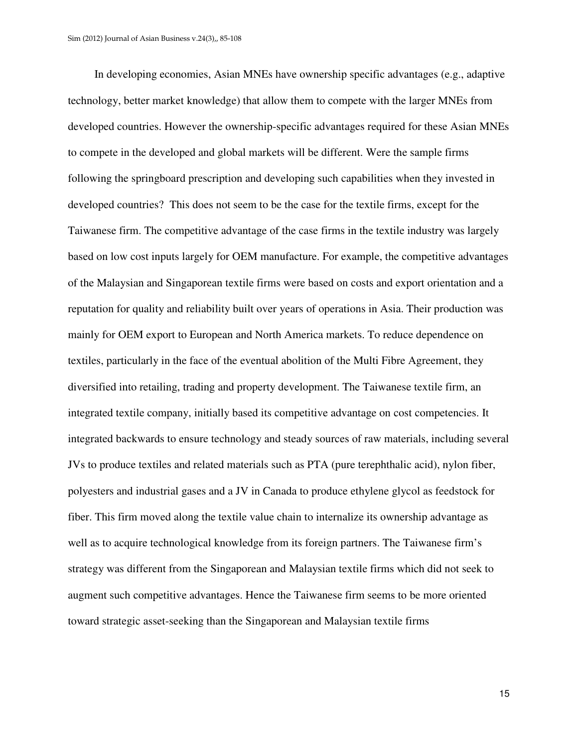In developing economies, Asian MNEs have ownership specific advantages (e.g., adaptive technology, better market knowledge) that allow them to compete with the larger MNEs from developed countries. However the ownership-specific advantages required for these Asian MNEs to compete in the developed and global markets will be different. Were the sample firms following the springboard prescription and developing such capabilities when they invested in developed countries? This does not seem to be the case for the textile firms, except for the Taiwanese firm. The competitive advantage of the case firms in the textile industry was largely based on low cost inputs largely for OEM manufacture. For example, the competitive advantages of the Malaysian and Singaporean textile firms were based on costs and export orientation and a reputation for quality and reliability built over years of operations in Asia. Their production was mainly for OEM export to European and North America markets. To reduce dependence on textiles, particularly in the face of the eventual abolition of the Multi Fibre Agreement, they diversified into retailing, trading and property development. The Taiwanese textile firm, an integrated textile company, initially based its competitive advantage on cost competencies. It integrated backwards to ensure technology and steady sources of raw materials, including several JVs to produce textiles and related materials such as PTA (pure terephthalic acid), nylon fiber, polyesters and industrial gases and a JV in Canada to produce ethylene glycol as feedstock for fiber. This firm moved along the textile value chain to internalize its ownership advantage as well as to acquire technological knowledge from its foreign partners. The Taiwanese firm's strategy was different from the Singaporean and Malaysian textile firms which did not seek to augment such competitive advantages. Hence the Taiwanese firm seems to be more oriented toward strategic asset-seeking than the Singaporean and Malaysian textile firms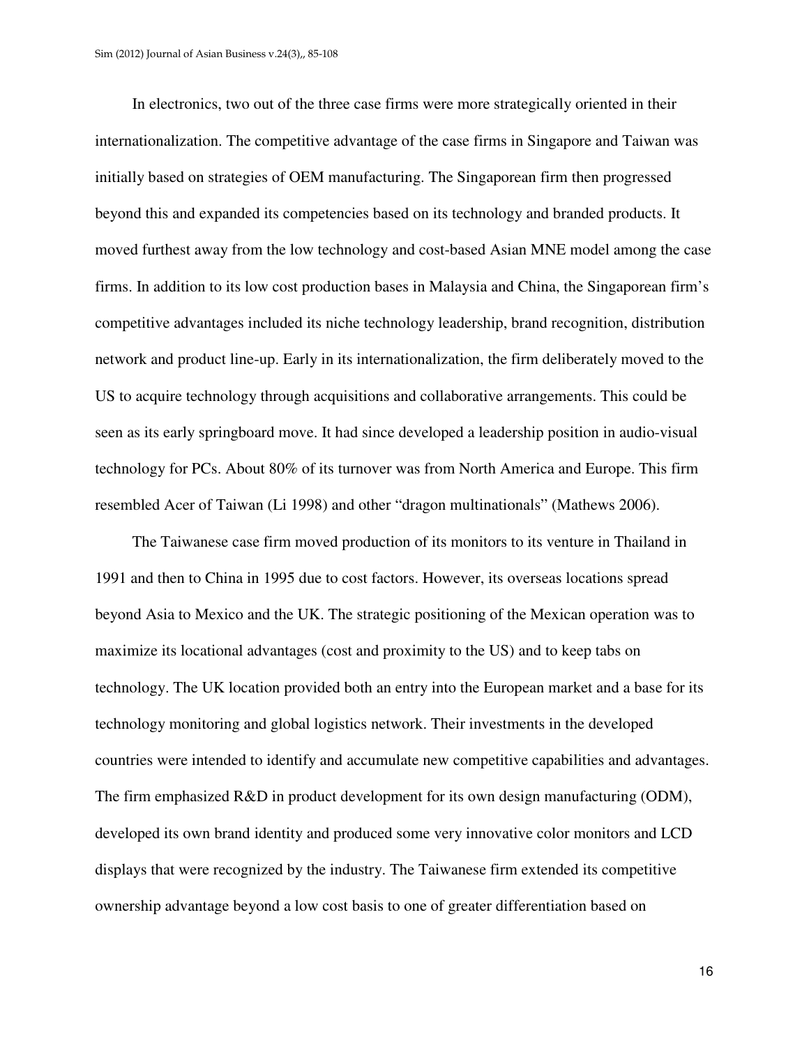In electronics, two out of the three case firms were more strategically oriented in their internationalization. The competitive advantage of the case firms in Singapore and Taiwan was initially based on strategies of OEM manufacturing. The Singaporean firm then progressed beyond this and expanded its competencies based on its technology and branded products. It moved furthest away from the low technology and cost-based Asian MNE model among the case firms. In addition to its low cost production bases in Malaysia and China, the Singaporean firm's competitive advantages included its niche technology leadership, brand recognition, distribution network and product line-up. Early in its internationalization, the firm deliberately moved to the US to acquire technology through acquisitions and collaborative arrangements. This could be seen as its early springboard move. It had since developed a leadership position in audio-visual technology for PCs. About 80% of its turnover was from North America and Europe. This firm resembled Acer of Taiwan (Li 1998) and other "dragon multinationals" (Mathews 2006).

The Taiwanese case firm moved production of its monitors to its venture in Thailand in 1991 and then to China in 1995 due to cost factors. However, its overseas locations spread beyond Asia to Mexico and the UK. The strategic positioning of the Mexican operation was to maximize its locational advantages (cost and proximity to the US) and to keep tabs on technology. The UK location provided both an entry into the European market and a base for its technology monitoring and global logistics network. Their investments in the developed countries were intended to identify and accumulate new competitive capabilities and advantages. The firm emphasized R&D in product development for its own design manufacturing (ODM), developed its own brand identity and produced some very innovative color monitors and LCD displays that were recognized by the industry. The Taiwanese firm extended its competitive ownership advantage beyond a low cost basis to one of greater differentiation based on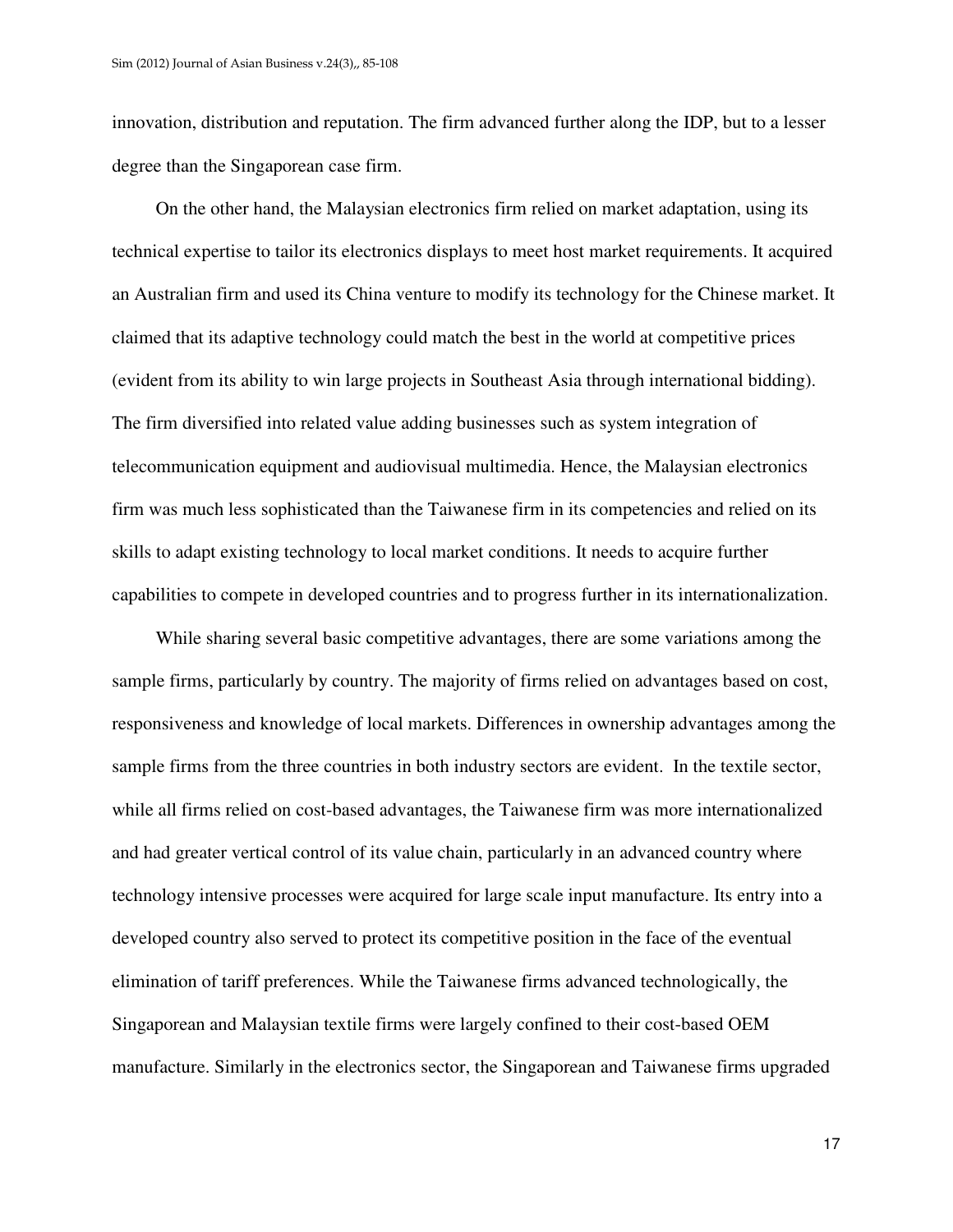innovation, distribution and reputation. The firm advanced further along the IDP, but to a lesser degree than the Singaporean case firm.

On the other hand, the Malaysian electronics firm relied on market adaptation, using its technical expertise to tailor its electronics displays to meet host market requirements. It acquired an Australian firm and used its China venture to modify its technology for the Chinese market. It claimed that its adaptive technology could match the best in the world at competitive prices (evident from its ability to win large projects in Southeast Asia through international bidding). The firm diversified into related value adding businesses such as system integration of telecommunication equipment and audiovisual multimedia. Hence, the Malaysian electronics firm was much less sophisticated than the Taiwanese firm in its competencies and relied on its skills to adapt existing technology to local market conditions. It needs to acquire further capabilities to compete in developed countries and to progress further in its internationalization.

While sharing several basic competitive advantages, there are some variations among the sample firms, particularly by country. The majority of firms relied on advantages based on cost, responsiveness and knowledge of local markets. Differences in ownership advantages among the sample firms from the three countries in both industry sectors are evident. In the textile sector, while all firms relied on cost-based advantages, the Taiwanese firm was more internationalized and had greater vertical control of its value chain, particularly in an advanced country where technology intensive processes were acquired for large scale input manufacture. Its entry into a developed country also served to protect its competitive position in the face of the eventual elimination of tariff preferences. While the Taiwanese firms advanced technologically, the Singaporean and Malaysian textile firms were largely confined to their cost-based OEM manufacture. Similarly in the electronics sector, the Singaporean and Taiwanese firms upgraded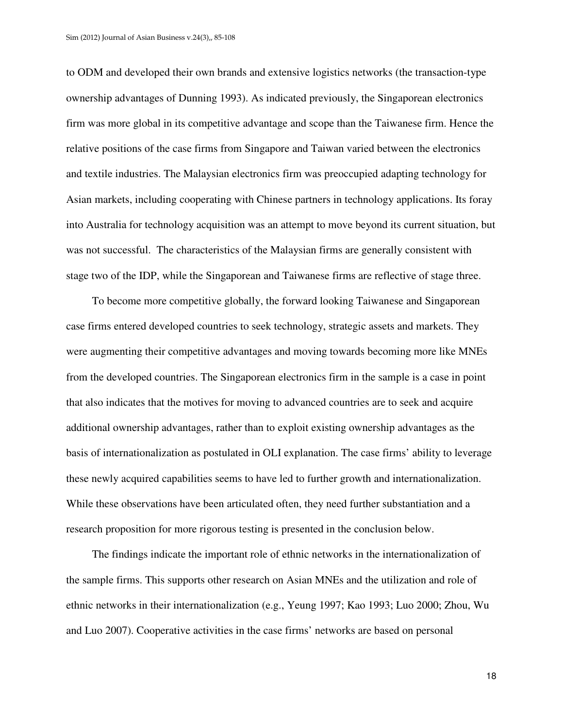to ODM and developed their own brands and extensive logistics networks (the transaction-type ownership advantages of Dunning 1993). As indicated previously, the Singaporean electronics firm was more global in its competitive advantage and scope than the Taiwanese firm. Hence the relative positions of the case firms from Singapore and Taiwan varied between the electronics and textile industries. The Malaysian electronics firm was preoccupied adapting technology for Asian markets, including cooperating with Chinese partners in technology applications. Its foray into Australia for technology acquisition was an attempt to move beyond its current situation, but was not successful. The characteristics of the Malaysian firms are generally consistent with stage two of the IDP, while the Singaporean and Taiwanese firms are reflective of stage three.

To become more competitive globally, the forward looking Taiwanese and Singaporean case firms entered developed countries to seek technology, strategic assets and markets. They were augmenting their competitive advantages and moving towards becoming more like MNEs from the developed countries. The Singaporean electronics firm in the sample is a case in point that also indicates that the motives for moving to advanced countries are to seek and acquire additional ownership advantages, rather than to exploit existing ownership advantages as the basis of internationalization as postulated in OLI explanation. The case firms' ability to leverage these newly acquired capabilities seems to have led to further growth and internationalization. While these observations have been articulated often, they need further substantiation and a research proposition for more rigorous testing is presented in the conclusion below.

The findings indicate the important role of ethnic networks in the internationalization of the sample firms. This supports other research on Asian MNEs and the utilization and role of ethnic networks in their internationalization (e.g., Yeung 1997; Kao 1993; Luo 2000; Zhou, Wu and Luo 2007). Cooperative activities in the case firms' networks are based on personal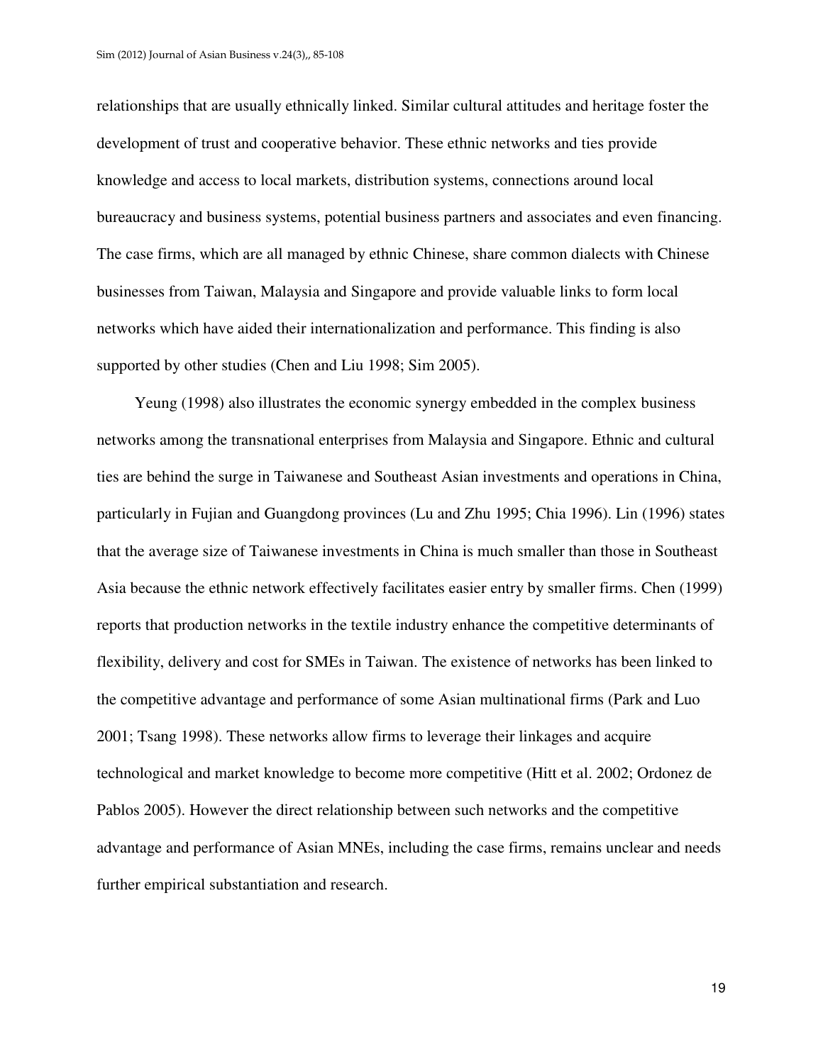relationships that are usually ethnically linked. Similar cultural attitudes and heritage foster the development of trust and cooperative behavior. These ethnic networks and ties provide knowledge and access to local markets, distribution systems, connections around local bureaucracy and business systems, potential business partners and associates and even financing. The case firms, which are all managed by ethnic Chinese, share common dialects with Chinese businesses from Taiwan, Malaysia and Singapore and provide valuable links to form local networks which have aided their internationalization and performance. This finding is also supported by other studies (Chen and Liu 1998; Sim 2005).

Yeung (1998) also illustrates the economic synergy embedded in the complex business networks among the transnational enterprises from Malaysia and Singapore. Ethnic and cultural ties are behind the surge in Taiwanese and Southeast Asian investments and operations in China, particularly in Fujian and Guangdong provinces (Lu and Zhu 1995; Chia 1996). Lin (1996) states that the average size of Taiwanese investments in China is much smaller than those in Southeast Asia because the ethnic network effectively facilitates easier entry by smaller firms. Chen (1999) reports that production networks in the textile industry enhance the competitive determinants of flexibility, delivery and cost for SMEs in Taiwan. The existence of networks has been linked to the competitive advantage and performance of some Asian multinational firms (Park and Luo 2001; Tsang 1998). These networks allow firms to leverage their linkages and acquire technological and market knowledge to become more competitive (Hitt et al. 2002; Ordonez de Pablos 2005). However the direct relationship between such networks and the competitive advantage and performance of Asian MNEs, including the case firms, remains unclear and needs further empirical substantiation and research.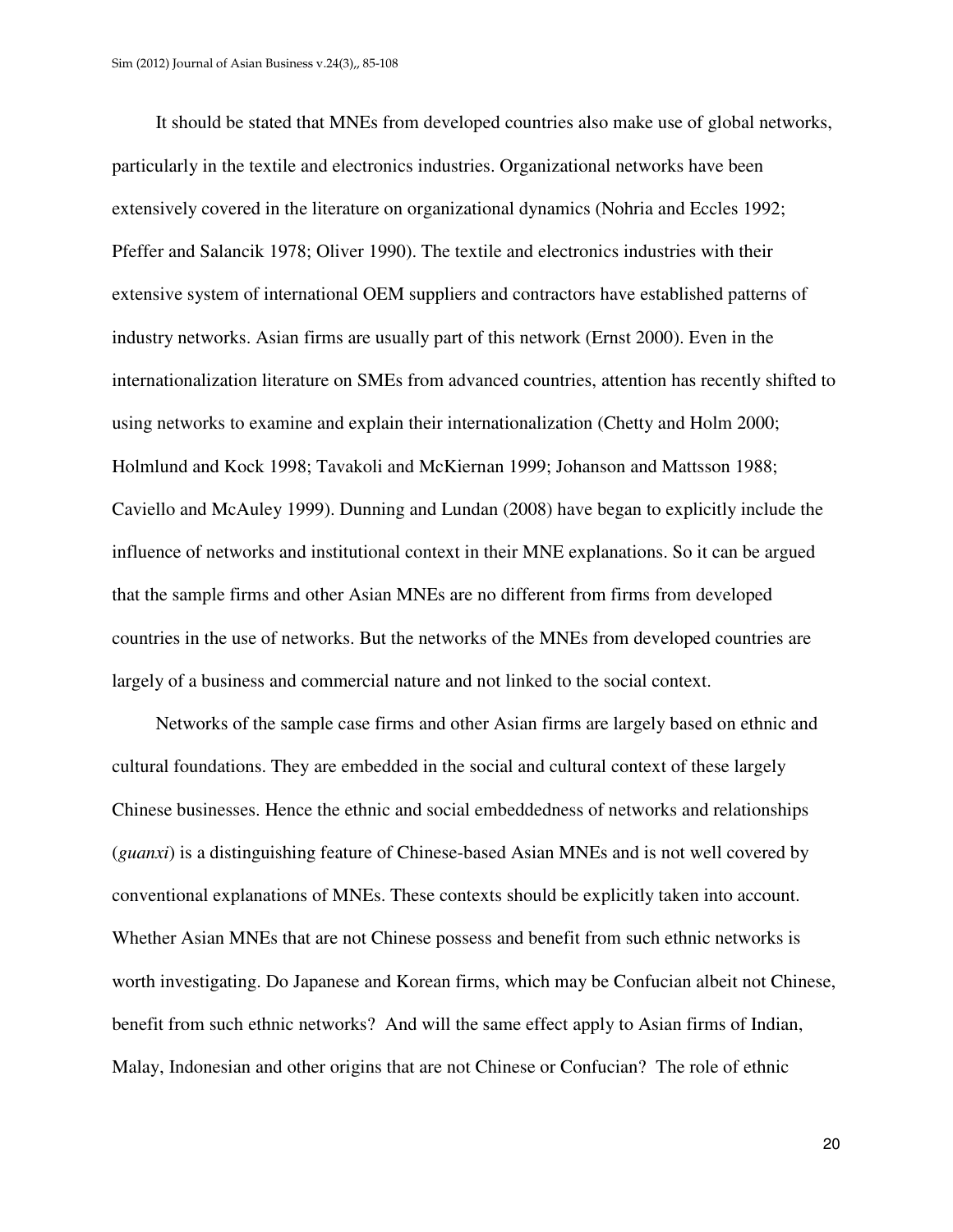It should be stated that MNEs from developed countries also make use of global networks, particularly in the textile and electronics industries. Organizational networks have been extensively covered in the literature on organizational dynamics (Nohria and Eccles 1992; Pfeffer and Salancik 1978; Oliver 1990). The textile and electronics industries with their extensive system of international OEM suppliers and contractors have established patterns of industry networks. Asian firms are usually part of this network (Ernst 2000). Even in the internationalization literature on SMEs from advanced countries, attention has recently shifted to using networks to examine and explain their internationalization (Chetty and Holm 2000; Holmlund and Kock 1998; Tavakoli and McKiernan 1999; Johanson and Mattsson 1988; Caviello and McAuley 1999). Dunning and Lundan (2008) have began to explicitly include the influence of networks and institutional context in their MNE explanations. So it can be argued that the sample firms and other Asian MNEs are no different from firms from developed countries in the use of networks. But the networks of the MNEs from developed countries are largely of a business and commercial nature and not linked to the social context.

Networks of the sample case firms and other Asian firms are largely based on ethnic and cultural foundations. They are embedded in the social and cultural context of these largely Chinese businesses. Hence the ethnic and social embeddedness of networks and relationships (*guanxi*) is a distinguishing feature of Chinese-based Asian MNEs and is not well covered by conventional explanations of MNEs. These contexts should be explicitly taken into account. Whether Asian MNEs that are not Chinese possess and benefit from such ethnic networks is worth investigating. Do Japanese and Korean firms, which may be Confucian albeit not Chinese, benefit from such ethnic networks? And will the same effect apply to Asian firms of Indian, Malay, Indonesian and other origins that are not Chinese or Confucian? The role of ethnic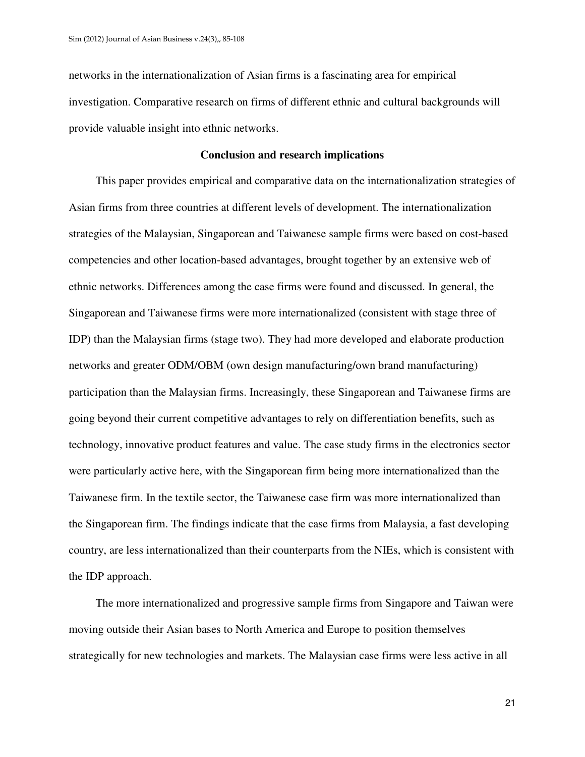networks in the internationalization of Asian firms is a fascinating area for empirical investigation. Comparative research on firms of different ethnic and cultural backgrounds will provide valuable insight into ethnic networks.

## Conclusion and research implications

This paper provides empirical and comparative data on the internationalization strategies of Asian firms from three countries at different levels of development. The internationalization strategies of the Malaysian, Singaporean and Taiwanese sample firms were based on cost-based competencies and other location-based advantages, brought together by an extensive web of ethnic networks. Differences among the case firms were found and discussed. In general, the Singaporean and Taiwanese firms were more internationalized (consistent with stage three of IDP) than the Malaysian firms (stage two). They had more developed and elaborate production networks and greater ODM/OBM (own design manufacturing/own brand manufacturing) participation than the Malaysian firms. Increasingly, these Singaporean and Taiwanese firms are going beyond their current competitive advantages to rely on differentiation benefits, such as technology, innovative product features and value. The case study firms in the electronics sector were particularly active here, with the Singaporean firm being more internationalized than the Taiwanese firm. In the textile sector, the Taiwanese case firm was more internationalized than the Singaporean firm. The findings indicate that the case firms from Malaysia, a fast developing country, are less internationalized than their counterparts from the NIEs, which is consistent with the IDP approach.

The more internationalized and progressive sample firms from Singapore and Taiwan were moving outside their Asian bases to North America and Europe to position themselves strategically for new technologies and markets. The Malaysian case firms were less active in all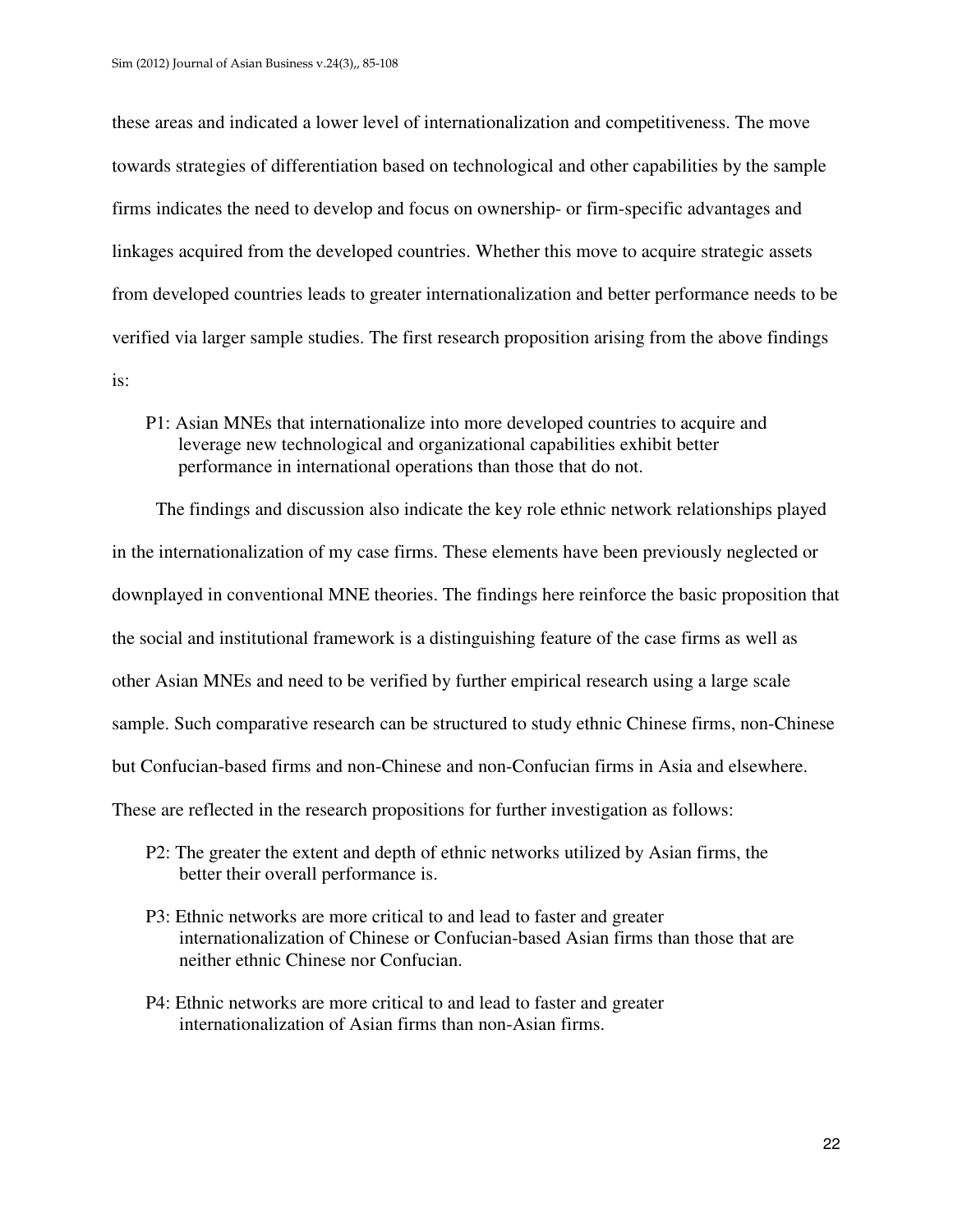these areas and indicated a lower level of internationalization and competitiveness. The move towards strategies of differentiation based on technological and other capabilities by the sample firms indicates the need to develop and focus on ownership- or firm-specific advantages and linkages acquired from the developed countries. Whether this move to acquire strategic assets from developed countries leads to greater internationalization and better performance needs to be verified via larger sample studies. The first research proposition arising from the above findings is:

> P1: Asian MNEs that internationalize into more developed countries to acquire and leverage new technological and organizational capabilities exhibit better performance in international operations than those that do not.

The findings and discussion also indicate the key role ethnic network relationships played in the internationalization of my case firms. These elements have been previously neglected or downplayed in conventional MNE theories. The findings here reinforce the basic proposition that the social and institutional framework is a distinguishing feature of the case firms as well as other Asian MNEs and need to be verified by further empirical research using a large scale sample. Such comparative research can be structured to study ethnic Chinese firms, non-Chinese but Confucian-based firms and non-Chinese and non-Confucian firms in Asia and elsewhere. These are reflected in the research propositions for further investigation as follows:

> P2: The greater the extent and depth of ethnic networks utilized by Asian firms, the better their overall performance is.
>
> P3: Ethnic networks are more critical to and lead to faster and greater internationalization of Chinese or Confucian-based Asian firms than those that are neither ethnic Chinese nor Confucian.
>
> P4: Ethnic networks are more critical to and lead to faster and greater internationalization of Asian firms than non-Asian firms.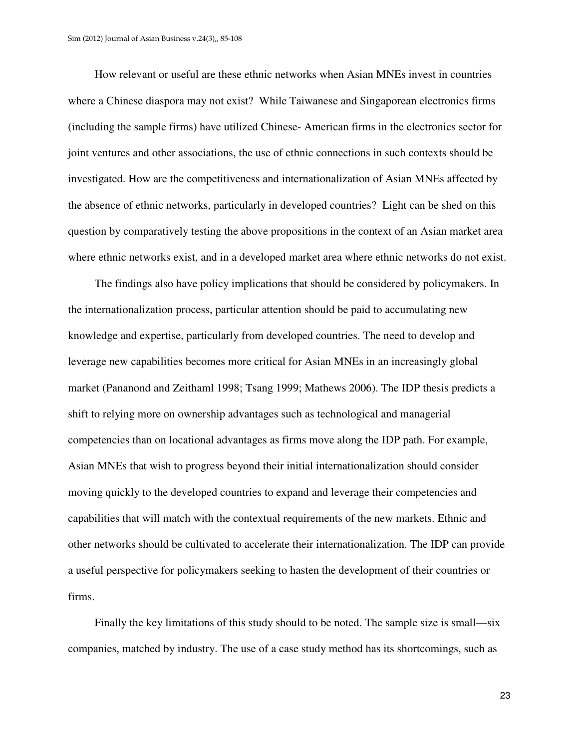How relevant or useful are these ethnic networks when Asian MNEs invest in countries where a Chinese diaspora may not exist? While Taiwanese and Singaporean electronics firms (including the sample firms) have utilized Chinese- American firms in the electronics sector for joint ventures and other associations, the use of ethnic connections in such contexts should be investigated. How are the competitiveness and internationalization of Asian MNEs affected by the absence of ethnic networks, particularly in developed countries? Light can be shed on this question by comparatively testing the above propositions in the context of an Asian market area where ethnic networks exist, and in a developed market area where ethnic networks do not exist.

The findings also have policy implications that should be considered by policymakers. In the internationalization process, particular attention should be paid to accumulating new knowledge and expertise, particularly from developed countries. The need to develop and leverage new capabilities becomes more critical for Asian MNEs in an increasingly global market (Pananond and Zeithaml 1998; Tsang 1999; Mathews 2006). The IDP thesis predicts a shift to relying more on ownership advantages such as technological and managerial competencies than on locational advantages as firms move along the IDP path. For example, Asian MNEs that wish to progress beyond their initial internationalization should consider moving quickly to the developed countries to expand and leverage their competencies and capabilities that will match with the contextual requirements of the new markets. Ethnic and other networks should be cultivated to accelerate their internationalization. The IDP can provide a useful perspective for policymakers seeking to hasten the development of their countries or firms.

Finally the key limitations of this study should to be noted. The sample size is small—six companies, matched by industry. The use of a case study method has its shortcomings, such as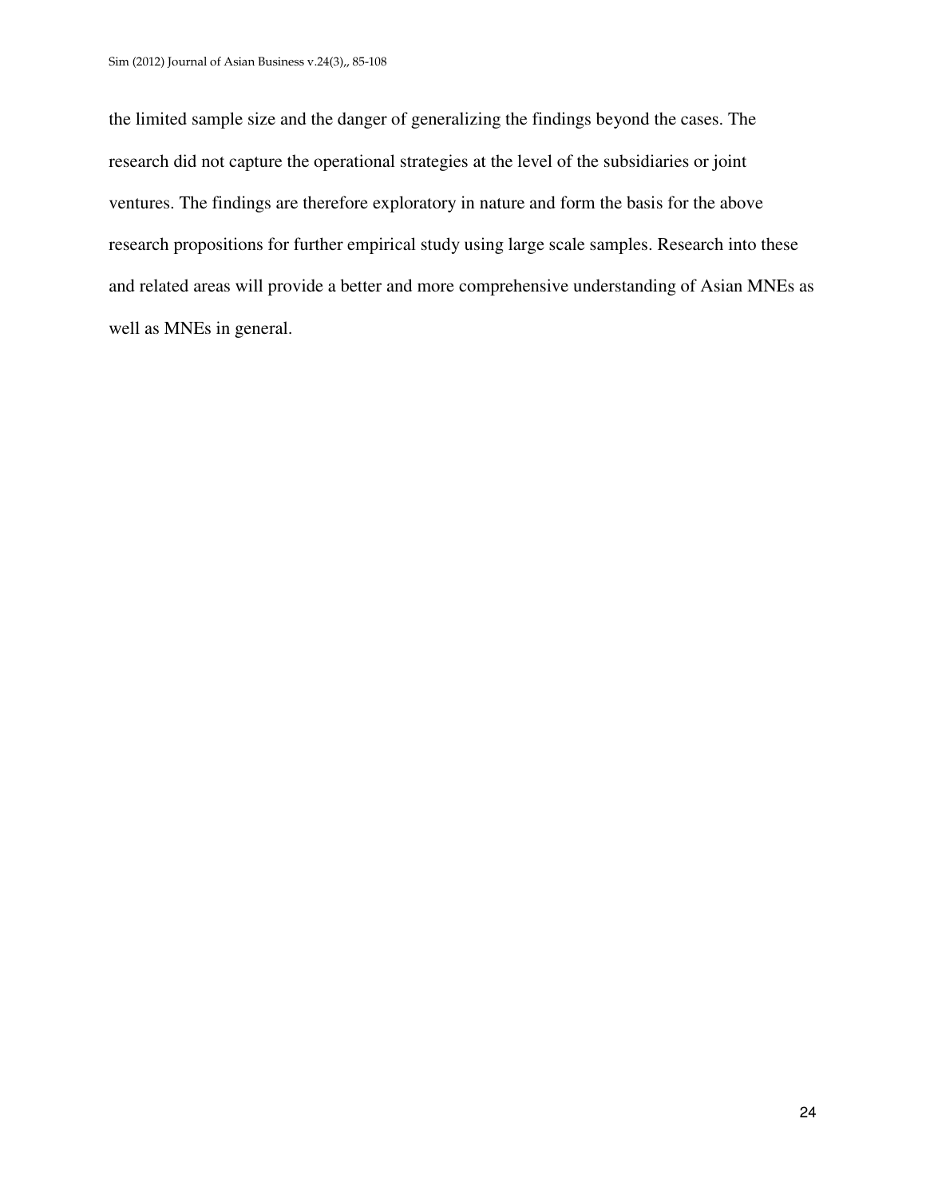the limited sample size and the danger of generalizing the findings beyond the cases. The research did not capture the operational strategies at the level of the subsidiaries or joint ventures. The findings are therefore exploratory in nature and form the basis for the above research propositions for further empirical study using large scale samples. Research into these and related areas will provide a better and more comprehensive understanding of Asian MNEs as well as MNEs in general.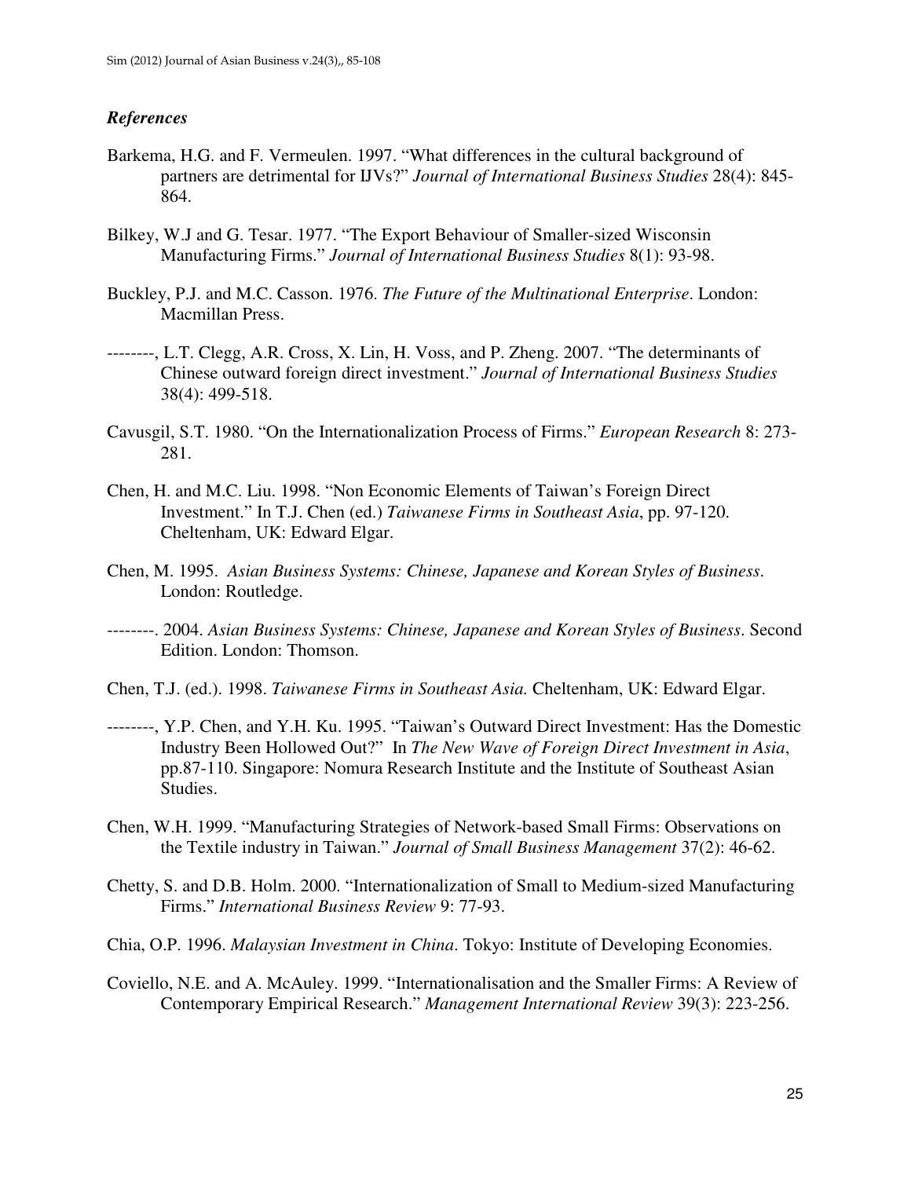### *References*

Barkema, H.G. and F. Vermeulen. 1997. "What differences in the cultural background of partners are detrimental for IJVs?" *Journal of International Business Studies* 28(4): 845-864.

Bilkey, W.J and G. Tesar. 1977. "The Export Behaviour of Smaller-sized Wisconsin Manufacturing Firms." *Journal of International Business Studies* 8(1): 93-98.

Buckley, P.J. and M.C. Casson. 1976. *The Future of the Multinational Enterprise*. London: Macmillan Press.

--------, L.T. Clegg, A.R. Cross, X. Lin, H. Voss, and P. Zheng. 2007. "The determinants of Chinese outward foreign direct investment." *Journal of International Business Studies* 38(4): 499-518.

Cavusgil, S.T. 1980. "On the Internationalization Process of Firms." *European Research* 8: 273-281.

Chen, H. and M.C. Liu. 1998. "Non Economic Elements of Taiwan's Foreign Direct Investment." In T.J. Chen (ed.) *Taiwanese Firms in Southeast Asia*, pp. 97-120. Cheltenham, UK: Edward Elgar.

Chen, M. 1995. *Asian Business Systems: Chinese, Japanese and Korean Styles of Business*. London: Routledge.

--------. 2004. *Asian Business Systems: Chinese, Japanese and Korean Styles of Business*. Second Edition. London: Thomson.

Chen, T.J. (ed.). 1998. *Taiwanese Firms in Southeast Asia.* Cheltenham, UK: Edward Elgar.

--------, Y.P. Chen, and Y.H. Ku. 1995. "Taiwan's Outward Direct Investment: Has the Domestic Industry Been Hollowed Out?" In *The New Wave of Foreign Direct Investment in Asia*, pp.87-110. Singapore: Nomura Research Institute and the Institute of Southeast Asian Studies.

Chen, W.H. 1999. "Manufacturing Strategies of Network-based Small Firms: Observations on the Textile industry in Taiwan." *Journal of Small Business Management* 37(2): 46-62.

Chetty, S. and D.B. Holm. 2000. "Internationalization of Small to Medium-sized Manufacturing Firms." *International Business Review* 9: 77-93.

Chia, O.P. 1996. *Malaysian Investment in China*. Tokyo: Institute of Developing Economies.

Coviello, N.E. and A. McAuley. 1999. "Internationalisation and the Smaller Firms: A Review of Contemporary Empirical Research." *Management International Review* 39(3): 223-256.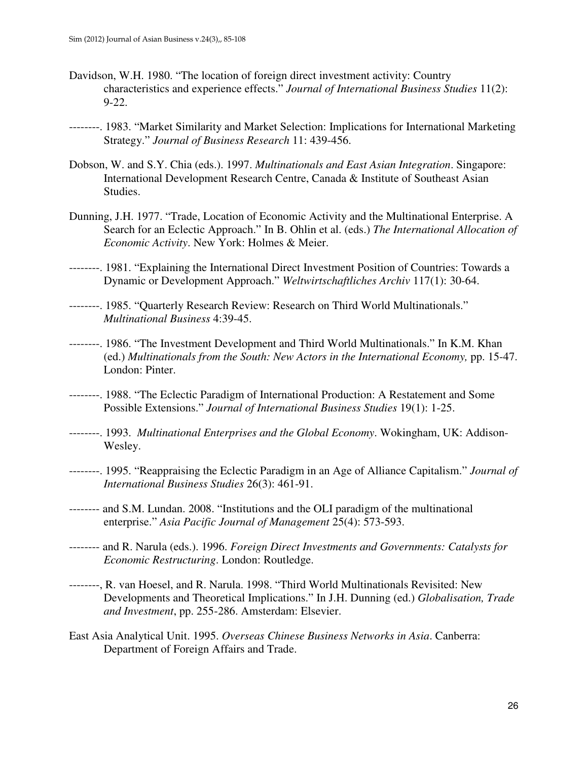Davidson, W.H. 1980. “The location of foreign direct investment activity: Country characteristics and experience effects.” *Journal of International Business Studies* 11(2): 9-22.

--------. 1983. “Market Similarity and Market Selection: Implications for International Marketing Strategy.” *Journal of Business Research* 11: 439-456.

Dobson, W. and S.Y. Chia (eds.). 1997. *Multinationals and East Asian Integration*. Singapore: International Development Research Centre, Canada & Institute of Southeast Asian Studies.

Dunning, J.H. 1977. “Trade, Location of Economic Activity and the Multinational Enterprise. A Search for an Eclectic Approach.” In B. Ohlin et al. (eds.) *The International Allocation of Economic Activity*. New York: Holmes & Meier.

--------. 1981. “Explaining the International Direct Investment Position of Countries: Towards a Dynamic or Development Approach.” *Weltwirtschaftliches Archiv* 117(1): 30-64.

--------. 1985. “Quarterly Research Review: Research on Third World Multinationals.” *Multinational Business* 4:39-45.

--------. 1986. “The Investment Development and Third World Multinationals.” In K.M. Khan (ed.) *Multinationals from the South: New Actors in the International Economy,* pp. 15-47. London: Pinter.

--------. 1988. “The Eclectic Paradigm of International Production: A Restatement and Some Possible Extensions.” *Journal of International Business Studies* 19(1): 1-25.

--------. 1993. *Multinational Enterprises and the Global Economy*. Wokingham, UK: Addison-Wesley.

--------. 1995. “Reappraising the Eclectic Paradigm in an Age of Alliance Capitalism.” *Journal of International Business Studies* 26(3): 461-91.

-------- and S.M. Lundan. 2008. “Institutions and the OLI paradigm of the multinational enterprise.” *Asia Pacific Journal of Management* 25(4): 573-593.

-------- and R. Narula (eds.). 1996. *Foreign Direct Investments and Governments: Catalysts for Economic Restructuring*. London: Routledge.

--------, R. van Hoesel, and R. Narula. 1998. “Third World Multinationals Revisited: New Developments and Theoretical Implications.” In J.H. Dunning (ed.) *Globalisation, Trade and Investment*, pp. 255-286. Amsterdam: Elsevier.

East Asia Analytical Unit. 1995. *Overseas Chinese Business Networks in Asia*. Canberra: Department of Foreign Affairs and Trade.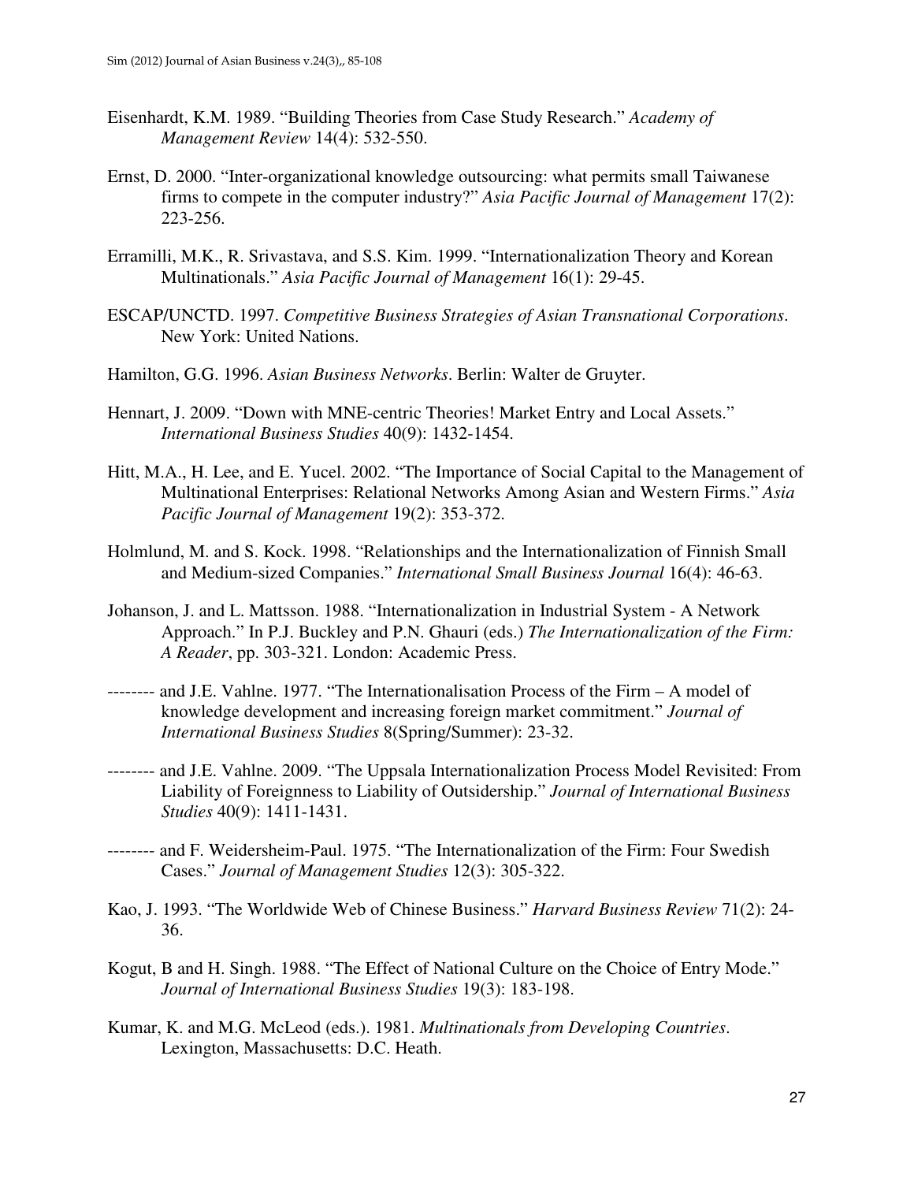Eisenhardt, K.M. 1989. “Building Theories from Case Study Research.” *Academy of Management Review* 14(4): 532-550.

Ernst, D. 2000. “Inter-organizational knowledge outsourcing: what permits small Taiwanese firms to compete in the computer industry?” *Asia Pacific Journal of Management* 17(2): 223-256.

Erramilli, M.K., R. Srivastava, and S.S. Kim. 1999. “Internationalization Theory and Korean Multinationals.” *Asia Pacific Journal of Management* 16(1): 29-45.

ESCAP/UNCTD. 1997. *Competitive Business Strategies of Asian Transnational Corporations*. New York: United Nations.

Hamilton, G.G. 1996. *Asian Business Networks*. Berlin: Walter de Gruyter.

Hennart, J. 2009. “Down with MNE-centric Theories! Market Entry and Local Assets.” *International Business Studies* 40(9): 1432-1454.

Hitt, M.A., H. Lee, and E. Yucel. 2002. “The Importance of Social Capital to the Management of Multinational Enterprises: Relational Networks Among Asian and Western Firms.” *Asia Pacific Journal of Management* 19(2): 353-372.

Holmlund, M. and S. Kock. 1998. “Relationships and the Internationalization of Finnish Small and Medium-sized Companies.” *International Small Business Journal* 16(4): 46-63.

Johanson, J. and L. Mattsson. 1988. “Internationalization in Industrial System - A Network Approach.” In P.J. Buckley and P.N. Ghauri (eds.) *The Internationalization of the Firm: A Reader*, pp. 303-321. London: Academic Press.

-------- and J.E. Vahlne. 1977. “The Internationalisation Process of the Firm – A model of knowledge development and increasing foreign market commitment.” *Journal of International Business Studies* 8(Spring/Summer): 23-32.

-------- and J.E. Vahlne. 2009. “The Uppsala Internationalization Process Model Revisited: From Liability of Foreignness to Liability of Outsidership.” *Journal of International Business Studies* 40(9): 1411-1431.

-------- and F. Weidersheim-Paul. 1975. “The Internationalization of the Firm: Four Swedish Cases.” *Journal of Management Studies* 12(3): 305-322.

Kao, J. 1993. “The Worldwide Web of Chinese Business.” *Harvard Business Review* 71(2): 24-36.

Kogut, B and H. Singh. 1988. “The Effect of National Culture on the Choice of Entry Mode.” *Journal of International Business Studies* 19(3): 183-198.

Kumar, K. and M.G. McLeod (eds.). 1981. *Multinationals from Developing Countries*. Lexington, Massachusetts: D.C. Heath.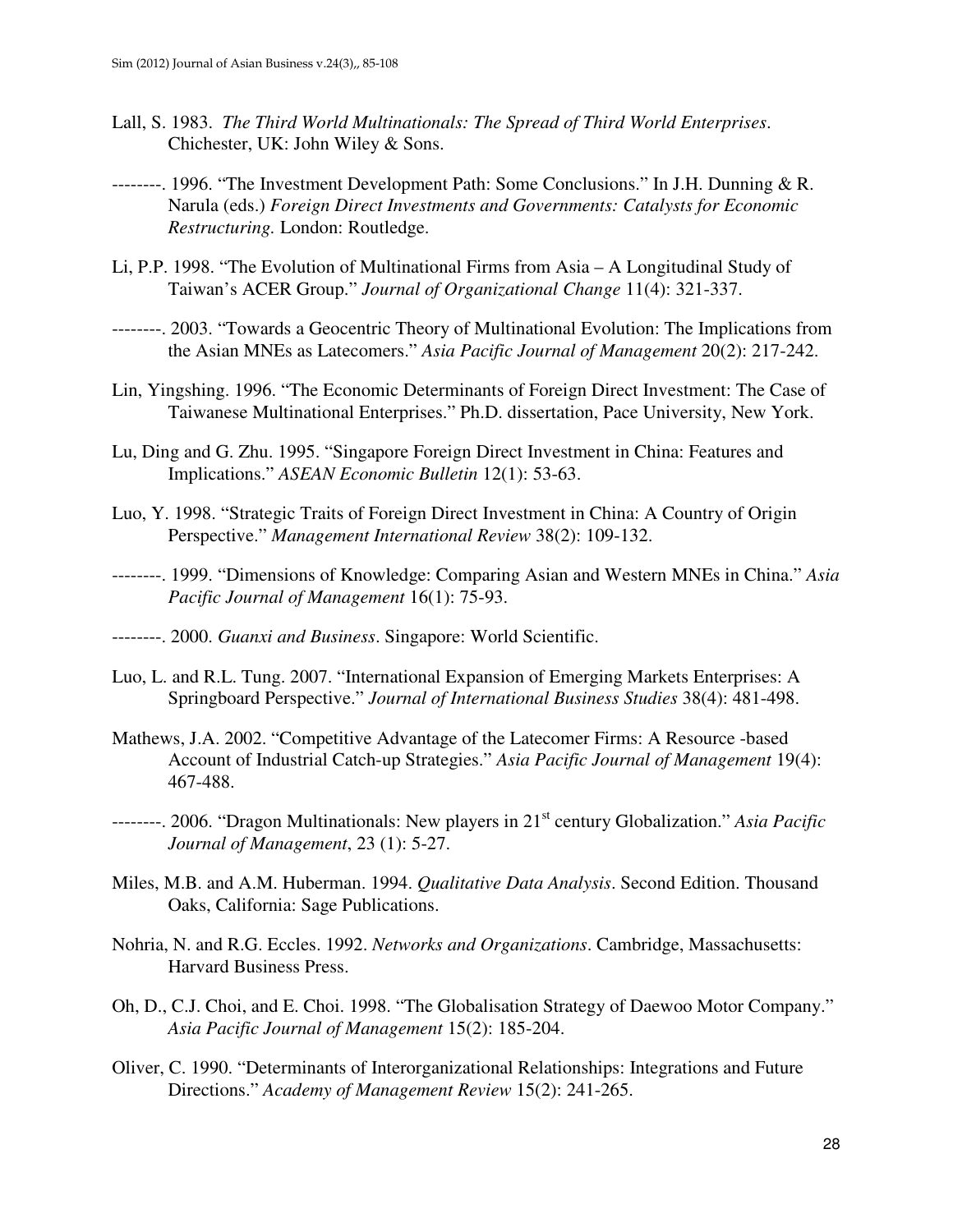Lall, S. 1983. *The Third World Multinationals: The Spread of Third World Enterprises*. Chichester, UK: John Wiley & Sons.

--------. 1996. "The Investment Development Path: Some Conclusions." In J.H. Dunning & R. Narula (eds.) *Foreign Direct Investments and Governments: Catalysts for Economic Restructuring.* London: Routledge.

Li, P.P. 1998. "The Evolution of Multinational Firms from Asia – A Longitudinal Study of Taiwan's ACER Group." *Journal of Organizational Change* 11(4): 321-337.

--------. 2003. "Towards a Geocentric Theory of Multinational Evolution: The Implications from the Asian MNEs as Latecomers." *Asia Pacific Journal of Management* 20(2): 217-242.

Lin, Yingshing. 1996. "The Economic Determinants of Foreign Direct Investment: The Case of Taiwanese Multinational Enterprises." Ph.D. dissertation, Pace University, New York.

Lu, Ding and G. Zhu. 1995. "Singapore Foreign Direct Investment in China: Features and Implications." *ASEAN Economic Bulletin* 12(1): 53-63.

Luo, Y. 1998. "Strategic Traits of Foreign Direct Investment in China: A Country of Origin Perspective." *Management International Review* 38(2): 109-132.

--------. 1999. "Dimensions of Knowledge: Comparing Asian and Western MNEs in China." *Asia Pacific Journal of Management* 16(1): 75-93.

--------. 2000. *Guanxi and Business*. Singapore: World Scientific.

Luo, L. and R.L. Tung. 2007. "International Expansion of Emerging Markets Enterprises: A Springboard Perspective." *Journal of International Business Studies* 38(4): 481-498.

Mathews, J.A. 2002. "Competitive Advantage of the Latecomer Firms: A Resource -based Account of Industrial Catch-up Strategies." *Asia Pacific Journal of Management* 19(4): 467-488.

--------. 2006. "Dragon Multinationals: New players in 21st century Globalization." *Asia Pacific Journal of Management*, 23 (1): 5-27.

Miles, M.B. and A.M. Huberman. 1994. *Qualitative Data Analysis*. Second Edition. Thousand Oaks, California: Sage Publications.

Nohria, N. and R.G. Eccles. 1992. *Networks and Organizations*. Cambridge, Massachusetts: Harvard Business Press.

Oh, D., C.J. Choi, and E. Choi. 1998. "The Globalisation Strategy of Daewoo Motor Company." *Asia Pacific Journal of Management* 15(2): 185-204.

Oliver, C. 1990. "Determinants of Interorganizational Relationships: Integrations and Future Directions." *Academy of Management Review* 15(2): 241-265.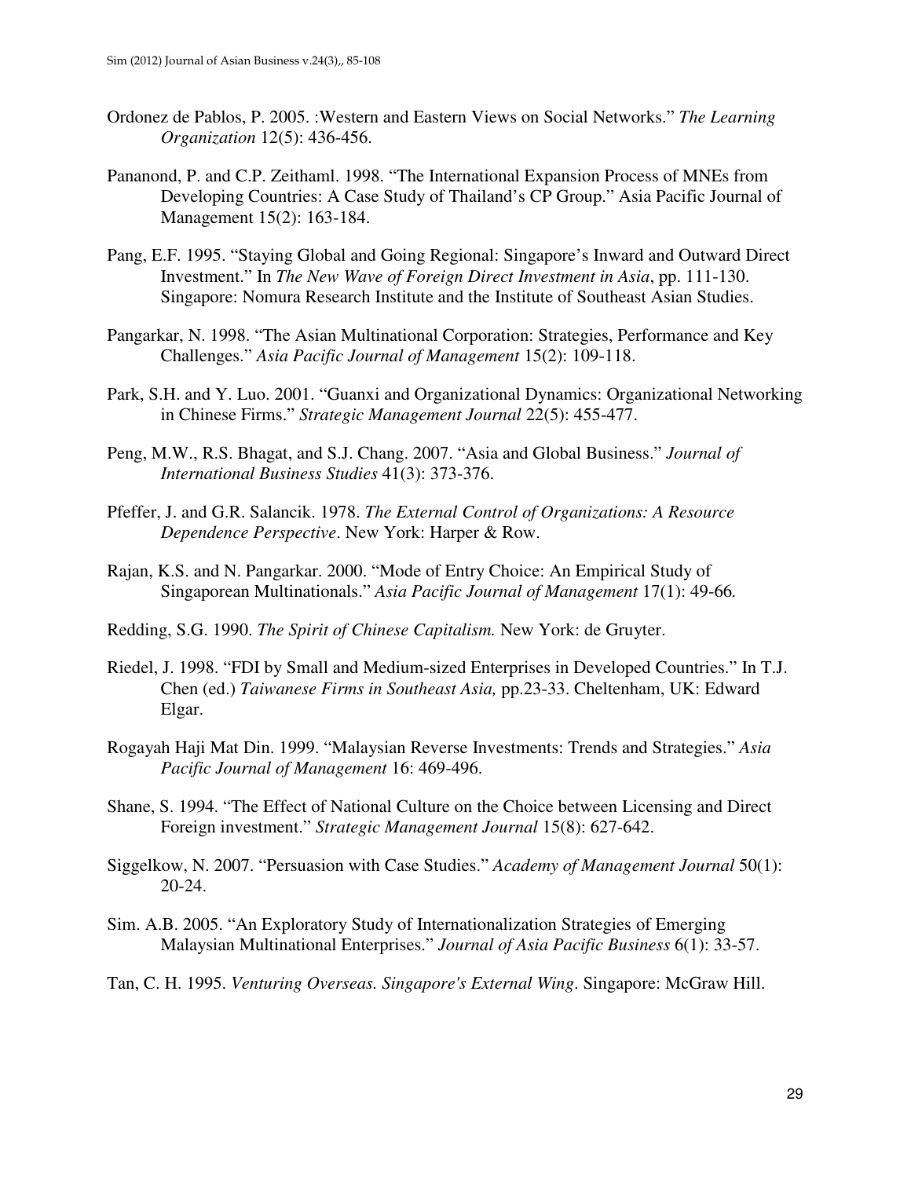Ordonez de Pablos, P. 2005. :Western and Eastern Views on Social Networks." *The Learning Organization* 12(5): 436-456.

Pananond, P. and C.P. Zeithaml. 1998. "The International Expansion Process of MNEs from Developing Countries: A Case Study of Thailand's CP Group." Asia Pacific Journal of Management 15(2): 163-184.

Pang, E.F. 1995. "Staying Global and Going Regional: Singapore's Inward and Outward Direct Investment." In *The New Wave of Foreign Direct Investment in Asia*, pp. 111-130. Singapore: Nomura Research Institute and the Institute of Southeast Asian Studies.

Pangarkar, N. 1998. "The Asian Multinational Corporation: Strategies, Performance and Key Challenges." *Asia Pacific Journal of Management* 15(2): 109-118.

Park, S.H. and Y. Luo. 2001. "Guanxi and Organizational Dynamics: Organizational Networking in Chinese Firms." *Strategic Management Journal* 22(5): 455-477.

Peng, M.W., R.S. Bhagat, and S.J. Chang. 2007. "Asia and Global Business." *Journal of International Business Studies* 41(3): 373-376.

Pfeffer, J. and G.R. Salancik. 1978. *The External Control of Organizations: A Resource Dependence Perspective*. New York: Harper & Row.

Rajan, K.S. and N. Pangarkar. 2000. "Mode of Entry Choice: An Empirical Study of Singaporean Multinationals." *Asia Pacific Journal of Management* 17(1): 49-66*.*

Redding, S.G. 1990. *The Spirit of Chinese Capitalism.* New York: de Gruyter.

Riedel, J. 1998. "FDI by Small and Medium-sized Enterprises in Developed Countries." In T.J. Chen (ed.) *Taiwanese Firms in Southeast Asia,* pp.23-33. Cheltenham, UK: Edward Elgar.

Rogayah Haji Mat Din. 1999. "Malaysian Reverse Investments: Trends and Strategies." *Asia Pacific Journal of Management* 16: 469-496.

Shane, S. 1994. "The Effect of National Culture on the Choice between Licensing and Direct Foreign investment." *Strategic Management Journal* 15(8): 627-642.

Siggelkow, N. 2007. "Persuasion with Case Studies." *Academy of Management Journal* 50(1): 20-24.

Sim. A.B. 2005. "An Exploratory Study of Internationalization Strategies of Emerging Malaysian Multinational Enterprises." *Journal of Asia Pacific Business* 6(1): 33-57.

Tan, C. H. 1995. *Venturing Overseas. Singapore's External Wing*. Singapore: McGraw Hill.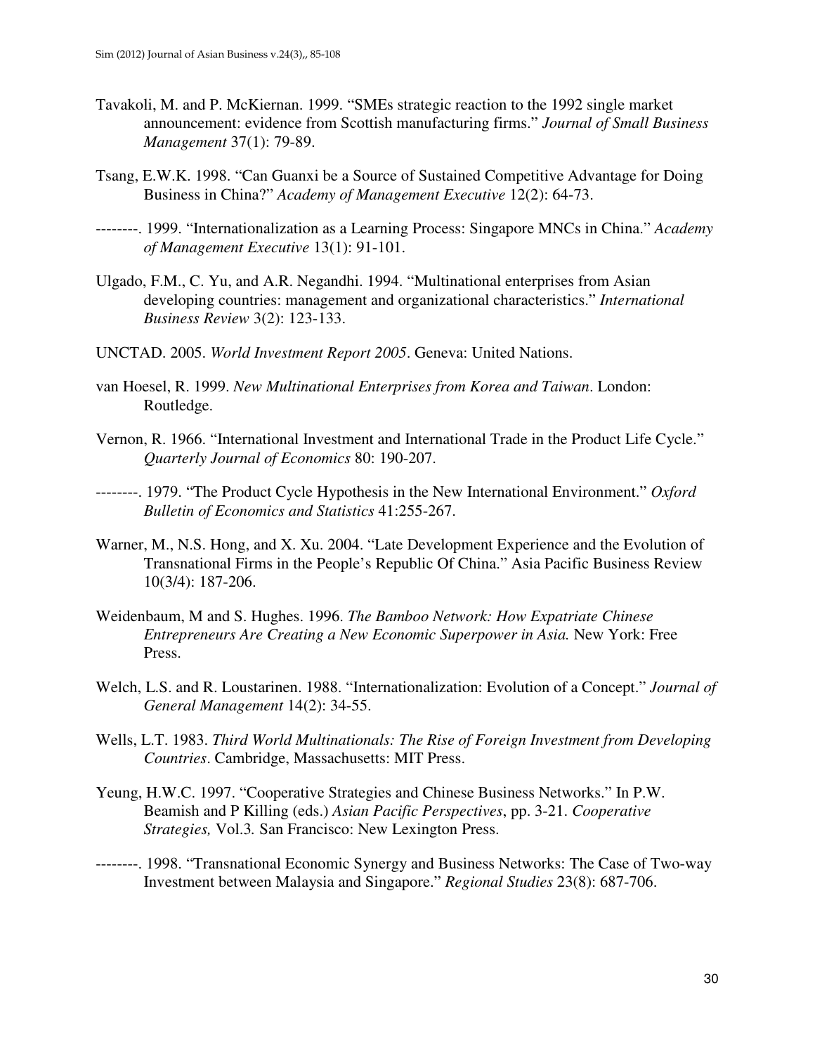Tavakoli, M. and P. McKiernan. 1999. “SMEs strategic reaction to the 1992 single market announcement: evidence from Scottish manufacturing firms.” *Journal of Small Business Management* 37(1): 79-89.

Tsang, E.W.K. 1998. “Can Guanxi be a Source of Sustained Competitive Advantage for Doing Business in China?” *Academy of Management Executive* 12(2): 64-73.

--------. 1999. “Internationalization as a Learning Process: Singapore MNCs in China.” *Academy of Management Executive* 13(1): 91-101.

Ulgado, F.M., C. Yu, and A.R. Negandhi. 1994. “Multinational enterprises from Asian developing countries: management and organizational characteristics.” *International Business Review* 3(2): 123-133.

UNCTAD. 2005. *World Investment Report 2005*. Geneva: United Nations.

van Hoesel, R. 1999. *New Multinational Enterprises from Korea and Taiwan*. London: Routledge.

Vernon, R. 1966. “International Investment and International Trade in the Product Life Cycle.” *Quarterly Journal of Economics* 80: 190-207.

--------. 1979. “The Product Cycle Hypothesis in the New International Environment.” *Oxford Bulletin of Economics and Statistics* 41:255-267.

Warner, M., N.S. Hong, and X. Xu. 2004. “Late Development Experience and the Evolution of Transnational Firms in the People’s Republic Of China.” Asia Pacific Business Review 10(3/4): 187-206.

Weidenbaum, M and S. Hughes. 1996. *The Bamboo Network: How Expatriate Chinese Entrepreneurs Are Creating a New Economic Superpower in Asia.* New York: Free Press.

Welch, L.S. and R. Loustarinen. 1988. “Internationalization: Evolution of a Concept.” *Journal of General Management* 14(2): 34-55.

Wells, L.T. 1983. *Third World Multinationals: The Rise of Foreign Investment from Developing Countries*. Cambridge, Massachusetts: MIT Press.

Yeung, H.W.C. 1997. “Cooperative Strategies and Chinese Business Networks.” In P.W. Beamish and P Killing (eds.) *Asian Pacific Perspectives*, pp. 3-21. *Cooperative Strategies,* Vol.3*.* San Francisco: New Lexington Press.

--------. 1998. “Transnational Economic Synergy and Business Networks: The Case of Two-way Investment between Malaysia and Singapore.” *Regional Studies* 23(8): 687-706.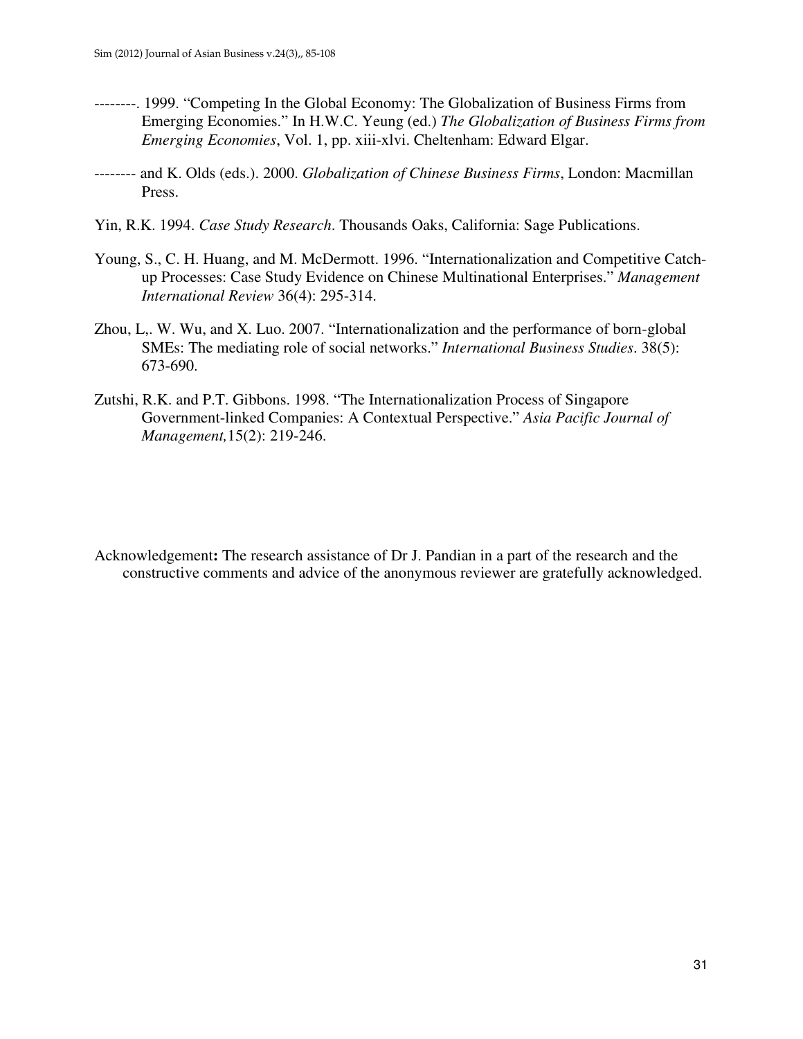--------. 1999. “Competing In the Global Economy: The Globalization of Business Firms from Emerging Economies.” In H.W.C. Yeung (ed.) *The Globalization of Business Firms from Emerging Economies*, Vol. 1, pp. xiii-xlvi. Cheltenham: Edward Elgar.

-------- and K. Olds (eds.). 2000. *Globalization of Chinese Business Firms*, London: Macmillan Press.

Yin, R.K. 1994. *Case Study Research*. Thousands Oaks, California: Sage Publications.

Young, S., C. H. Huang, and M. McDermott. 1996. “Internationalization and Competitive Catch-up Processes: Case Study Evidence on Chinese Multinational Enterprises.” *Management International Review* 36(4): 295-314.

Zhou, L,. W. Wu, and X. Luo. 2007. “Internationalization and the performance of born-global SMEs: The mediating role of social networks.” *International Business Studies*. 38(5): 673-690.

Zutshi, R.K. and P.T. Gibbons. 1998. “The Internationalization Process of Singapore Government-linked Companies: A Contextual Perspective.” *Asia Pacific Journal of Management,*15(2): 219-246.

Acknowledgement**:** The research assistance of Dr J. Pandian in a part of the research and the constructive comments and advice of the anonymous reviewer are gratefully acknowledged.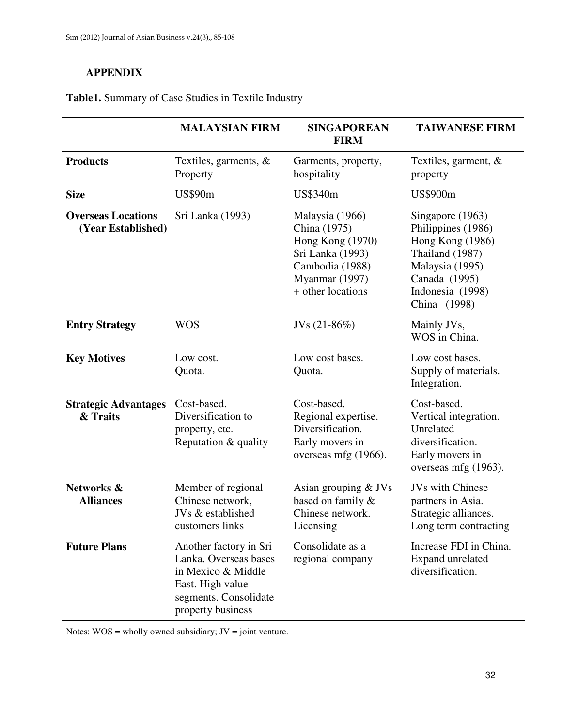## APPENDIX

**Table1.** Summary of Case Studies in Textile Industry

| | MALAYSIAN FIRM | SINGAPOREAN FIRM | TAIWANESE FIRM |
|---|---|---|---|
| **Products** | Textiles, garments, & Property | Garments, property, hospitality | Textiles, garment, & property |
| **Size** | US$90m | US$340m | US$900m |
| **Overseas Locations (Year Established)** | Sri Lanka (1993) | Malaysia (1966)<br>China (1975)<br>Hong Kong (1970)<br>Sri Lanka (1993)<br>Cambodia (1988)<br>Myanmar (1997)<br>+ other locations | Singapore (1963)<br>Philippines (1986)<br>Hong Kong (1986)<br>Thailand (1987)<br>Malaysia (1995)<br>Canada (1995)<br>Indonesia (1998)<br>China (1998) |
| **Entry Strategy** | WOS | JVs (21-86%) | Mainly JVs,<br>WOS in China. |
| **Key Motives** | Low cost.<br>Quota. | Low cost bases.<br>Quota. | Low cost bases.<br>Supply of materials.<br>Integration. |
| **Strategic Advantages & Traits** | Cost-based.<br>Diversification to property, etc.<br>Reputation & quality | Cost-based.<br>Regional expertise.<br>Diversification.<br>Early movers in overseas mfg (1966). | Cost-based.<br>Vertical integration.<br>Unrelated diversification.<br>Early movers in overseas mfg (1963). |
| **Networks & Alliances** | Member of regional Chinese network, JVs & established customers links | Asian grouping & JVs based on family & Chinese network.<br>Licensing | JVs with Chinese partners in Asia.<br>Strategic alliances.<br>Long term contracting |
| **Future Plans** | Another factory in Sri Lanka. Overseas bases in Mexico & Middle East. High value segments. Consolidate property business | Consolidate as a regional company | Increase FDI in China.<br>Expand unrelated diversification. |

Notes: WOS = wholly owned subsidiary; JV = joint venture.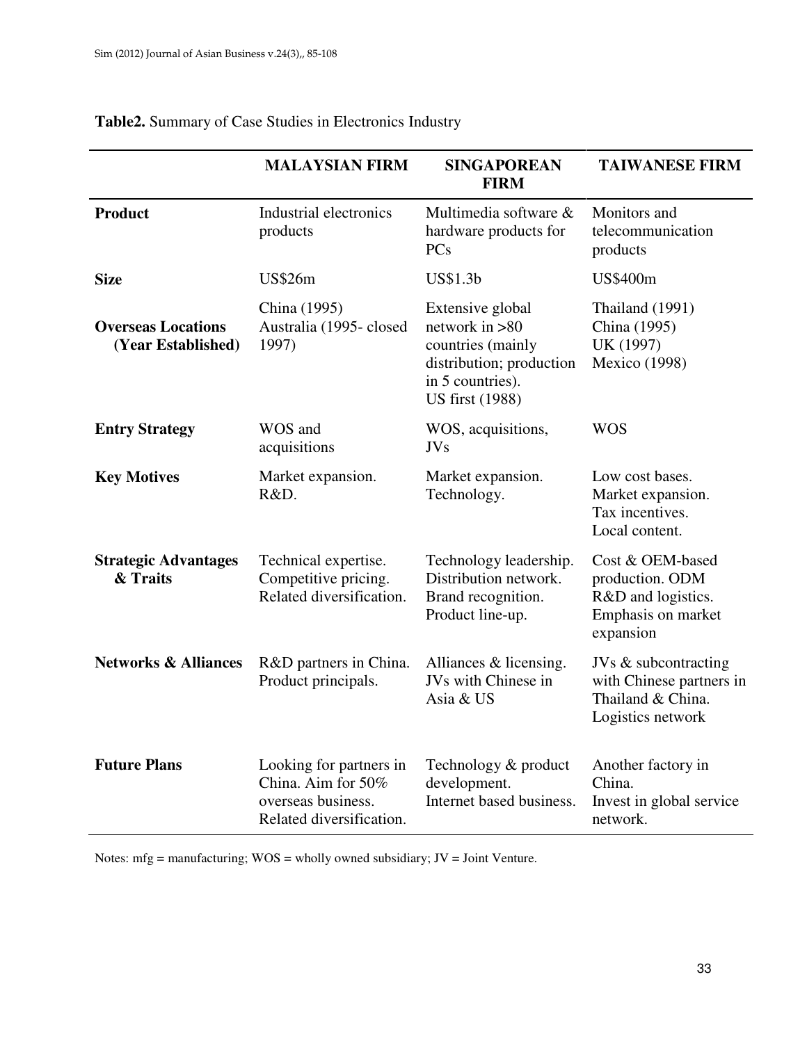**Table2.** Summary of Case Studies in Electronics Industry

| | MALAYSIAN FIRM | SINGAPOREAN FIRM | TAIWANESE FIRM |
|---|---|---|---|
| **Product** | Industrial electronics products | Multimedia software & hardware products for PCs | Monitors and telecommunication products |
| **Size** | US$26m | US$1.3b | US$400m |
| **Overseas Locations (Year Established)** | China (1995) Australia (1995- closed 1997) | Extensive global network in >80 countries (mainly distribution; production in 5 countries). US first (1988) | Thailand (1991) China (1995) UK (1997) Mexico (1998) |
| **Entry Strategy** | WOS and acquisitions | WOS, acquisitions, JVs | WOS |
| **Key Motives** | Market expansion. R&D. | Market expansion. Technology. | Low cost bases. Market expansion. Tax incentives. Local content. |
| **Strategic Advantages & Traits** | Technical expertise. Competitive pricing. Related diversification. | Technology leadership. Distribution network. Brand recognition. Product line-up. | Cost & OEM-based production. ODM R&D and logistics. Emphasis on market expansion |
| **Networks & Alliances** | R&D partners in China. Product principals. | Alliances & licensing. JVs with Chinese in Asia & US | JVs & subcontracting with Chinese partners in Thailand & China. Logistics network |
| **Future Plans** | Looking for partners in China. Aim for 50% overseas business. Related diversification. | Technology & product development. Internet based business. | Another factory in China. Invest in global service network. |

Notes: mfg = manufacturing; WOS = wholly owned subsidiary; JV = Joint Venture.